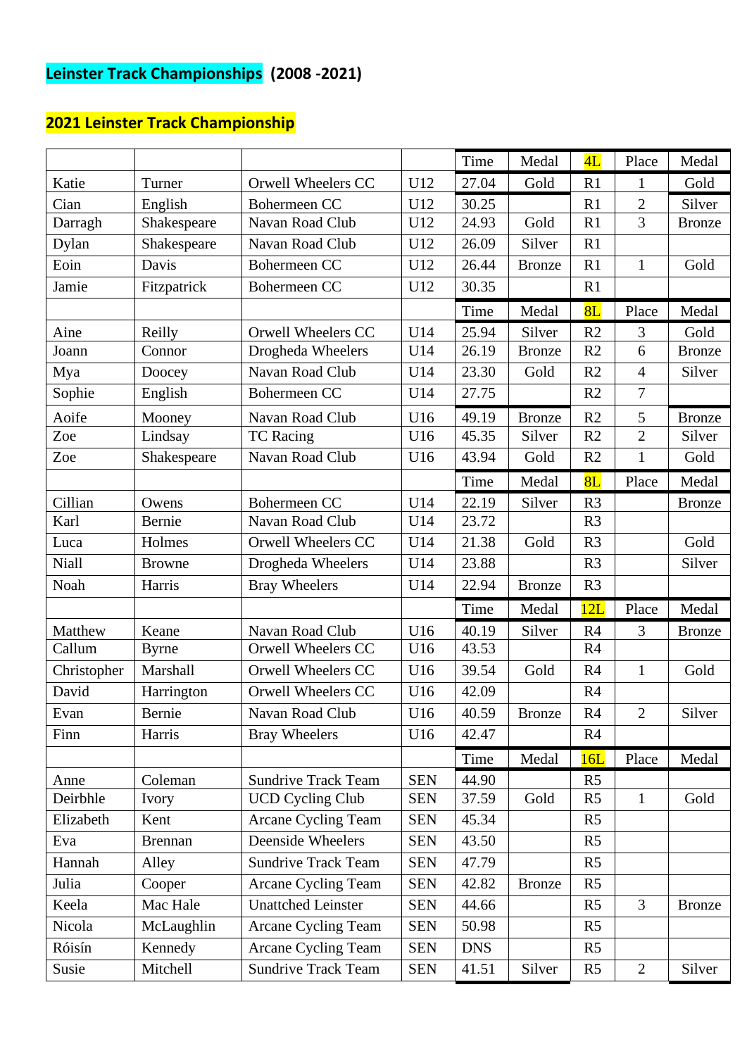# Leinster Track Championships (2008 -2021)

## 2021 Leinster Track Championship

| | | | | Time | Medal | 4L | Place | Medal |
|---|---|---|---|---|---|---|---|---|
| Katie | Turner | Orwell Wheelers CC | U12 | 27.04 | Gold | R1 | 1 | Gold |
| Cian | English | Bohermeen CC | U12 | 30.25 | | R1 | 2 | Silver |
| Darragh | Shakespeare | Navan Road Club | U12 | 24.93 | Gold | R1 | 3 | Bronze |
| Dylan | Shakespeare | Navan Road Club | U12 | 26.09 | Silver | R1 | | |
| Eoin | Davis | Bohermeen CC | U12 | 26.44 | Bronze | R1 | 1 | Gold |
| Jamie | Fitzpatrick | Bohermeen CC | U12 | 30.35 | | R1 | | |
| | | | | Time | Medal | 8L | Place | Medal |
| Aine | Reilly | Orwell Wheelers CC | U14 | 25.94 | Silver | R2 | 3 | Gold |
| Joann | Connor | Drogheda Wheelers | U14 | 26.19 | Bronze | R2 | 6 | Bronze |
| Mya | Doocey | Navan Road Club | U14 | 23.30 | Gold | R2 | 4 | Silver |
| Sophie | English | Bohermeen CC | U14 | 27.75 | | R2 | 7 | |
| Aoife | Mooney | Navan Road Club | U16 | 49.19 | Bronze | R2 | 5 | Bronze |
| Zoe | Lindsay | TC Racing | U16 | 45.35 | Silver | R2 | 2 | Silver |
| Zoe | Shakespeare | Navan Road Club | U16 | 43.94 | Gold | R2 | 1 | Gold |
| | | | | Time | Medal | 8L | Place | Medal |
| Cillian | Owens | Bohermeen CC | U14 | 22.19 | Silver | R3 | | Bronze |
| Karl | Bernie | Navan Road Club | U14 | 23.72 | | R3 | | |
| Luca | Holmes | Orwell Wheelers CC | U14 | 21.38 | Gold | R3 | | Gold |
| Niall | Browne | Drogheda Wheelers | U14 | 23.88 | | R3 | | Silver |
| Noah | Harris | Bray Wheelers | U14 | 22.94 | Bronze | R3 | | |
| | | | | Time | Medal | 12L | Place | Medal |
| Matthew | Keane | Navan Road Club | U16 | 40.19 | Silver | R4 | 3 | Bronze |
| Callum | Byrne | Orwell Wheelers CC | U16 | 43.53 | | R4 | | |
| Christopher | Marshall | Orwell Wheelers CC | U16 | 39.54 | Gold | R4 | 1 | Gold |
| David | Harrington | Orwell Wheelers CC | U16 | 42.09 | | R4 | | |
| Evan | Bernie | Navan Road Club | U16 | 40.59 | Bronze | R4 | 2 | Silver |
| Finn | Harris | Bray Wheelers | U16 | 42.47 | | R4 | | |
| | | | | Time | Medal | 16L | Place | Medal |
| Anne | Coleman | Sundrive Track Team | SEN | 44.90 | | R5 | | |
| Deirbhle | Ivory | UCD Cycling Club | SEN | 37.59 | Gold | R5 | 1 | Gold |
| Elizabeth | Kent | Arcane Cycling Team | SEN | 45.34 | | R5 | | |
| Eva | Brennan | Deenside Wheelers | SEN | 43.50 | | R5 | | |
| Hannah | Alley | Sundrive Track Team | SEN | 47.79 | | R5 | | |
| Julia | Cooper | Arcane Cycling Team | SEN | 42.82 | Bronze | R5 | | |
| Keela | Mac Hale | Unattched Leinster | SEN | 44.66 | | R5 | 3 | Bronze |
| Nicola | McLaughlin | Arcane Cycling Team | SEN | 50.98 | | R5 | | |
| Róisín | Kennedy | Arcane Cycling Team | SEN | DNS | | R5 | | |
| Susie | Mitchell | Sundrive Track Team | SEN | 41.51 | Silver | R5 | 2 | Silver |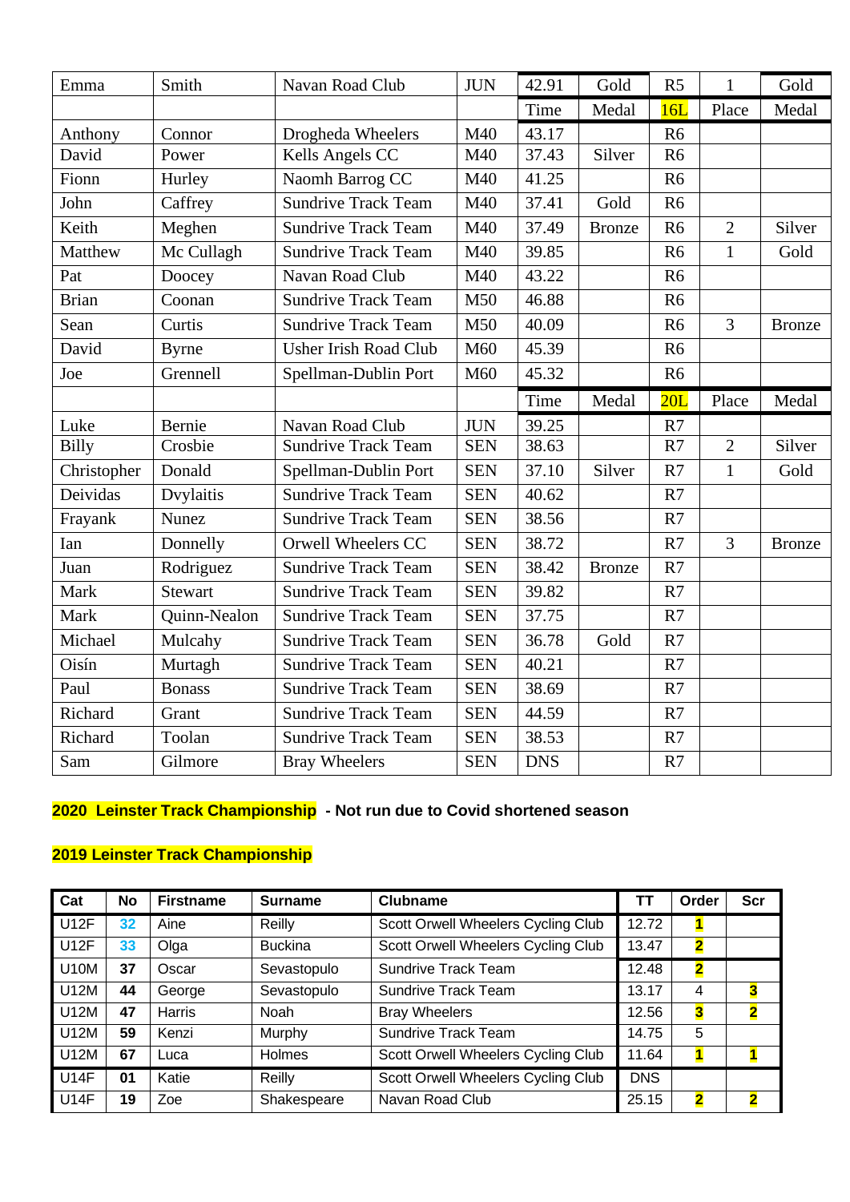| | | | | | | | | |
|---|---|---|---|---|---|---|---|---|
| Emma | Smith | Navan Road Club | JUN | 42.91 | Gold | R5 | 1 | Gold |
| | | | | Time | Medal | 16L | Place | Medal |
| Anthony | Connor | Drogheda Wheelers | M40 | 43.17 | | R6 | | |
| David | Power | Kells Angels CC | M40 | 37.43 | Silver | R6 | | |
| Fionn | Hurley | Naomh Barrog CC | M40 | 41.25 | | R6 | | |
| John | Caffrey | Sundrive Track Team | M40 | 37.41 | Gold | R6 | | |
| Keith | Meghen | Sundrive Track Team | M40 | 37.49 | Bronze | R6 | 2 | Silver |
| Matthew | Mc Cullagh | Sundrive Track Team | M40 | 39.85 | | R6 | 1 | Gold |
| Pat | Doocey | Navan Road Club | M40 | 43.22 | | R6 | | |
| Brian | Coonan | Sundrive Track Team | M50 | 46.88 | | R6 | | |
| Sean | Curtis | Sundrive Track Team | M50 | 40.09 | | R6 | 3 | Bronze |
| David | Byrne | Usher Irish Road Club | M60 | 45.39 | | R6 | | |
| Joe | Grennell | Spellman-Dublin Port | M60 | 45.32 | | R6 | | |
| | | | | Time | Medal | 20L | Place | Medal |
| Luke | Bernie | Navan Road Club | JUN | 39.25 | | R7 | | |
| Billy | Crosbie | Sundrive Track Team | SEN | 38.63 | | R7 | 2 | Silver |
| Christopher | Donald | Spellman-Dublin Port | SEN | 37.10 | Silver | R7 | 1 | Gold |
| Deividas | Dvylaitis | Sundrive Track Team | SEN | 40.62 | | R7 | | |
| Frayank | Nunez | Sundrive Track Team | SEN | 38.56 | | R7 | | |
| Ian | Donnelly | Orwell Wheelers CC | SEN | 38.72 | | R7 | 3 | Bronze |
| Juan | Rodriguez | Sundrive Track Team | SEN | 38.42 | Bronze | R7 | | |
| Mark | Stewart | Sundrive Track Team | SEN | 39.82 | | R7 | | |
| Mark | Quinn-Nealon | Sundrive Track Team | SEN | 37.75 | | R7 | | |
| Michael | Mulcahy | Sundrive Track Team | SEN | 36.78 | Gold | R7 | | |
| Oisín | Murtagh | Sundrive Track Team | SEN | 40.21 | | R7 | | |
| Paul | Bonass | Sundrive Track Team | SEN | 38.69 | | R7 | | |
| Richard | Grant | Sundrive Track Team | SEN | 44.59 | | R7 | | |
| Richard | Toolan | Sundrive Track Team | SEN | 38.53 | | R7 | | |
| Sam | Gilmore | Bray Wheelers | SEN | DNS | | R7 | | |

**2020 Leinster Track Championship - Not run due to Covid shortened season**

**2019 Leinster Track Championship**

| Cat | No | Firstname | Surname | Clubname | TT | Order | Scr |
|---|---|---|---|---|---|---|---|
| U12F | 32 | Aine | Reilly | Scott Orwell Wheelers Cycling Club | 12.72 | 1 | |
| U12F | 33 | Olga | Buckina | Scott Orwell Wheelers Cycling Club | 13.47 | 2 | |
| U10M | 37 | Oscar | Sevastopulo | Sundrive Track Team | 12.48 | 2 | |
| U12M | 44 | George | Sevastopulo | Sundrive Track Team | 13.17 | 4 | 3 |
| U12M | 47 | Harris | Noah | Bray Wheelers | 12.56 | 3 | 2 |
| U12M | 59 | Kenzi | Murphy | Sundrive Track Team | 14.75 | 5 | |
| U12M | 67 | Luca | Holmes | Scott Orwell Wheelers Cycling Club | 11.64 | 1 | 1 |
| U14F | 01 | Katie | Reilly | Scott Orwell Wheelers Cycling Club | DNS | | |
| U14F | 19 | Zoe | Shakespeare | Navan Road Club | 25.15 | 2 | 2 |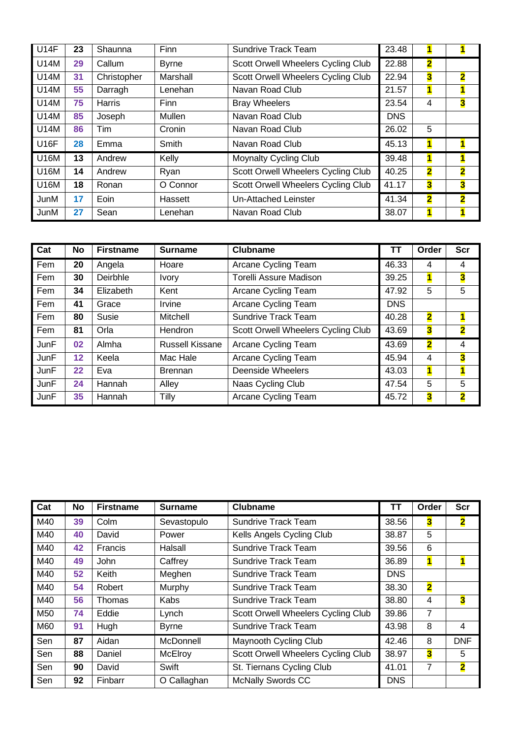| | | | | | | | |
|---|---|---|---|---|---|---|---|
| U14F | 23 | Shaunna | Finn | Sundrive Track Team | 23.48 | 1 | 1 |
| U14M | 29 | Callum | Byrne | Scott Orwell Wheelers Cycling Club | 22.88 | 2 | |
| U14M | 31 | Christopher | Marshall | Scott Orwell Wheelers Cycling Club | 22.94 | 3 | 2 |
| U14M | 55 | Darragh | Lenehan | Navan Road Club | 21.57 | 1 | 1 |
| U14M | 75 | Harris | Finn | Bray Wheelers | 23.54 | 4 | 3 |
| U14M | 85 | Joseph | Mullen | Navan Road Club | DNS | | |
| U14M | 86 | Tim | Cronin | Navan Road Club | 26.02 | 5 | |
| U16F | 28 | Emma | Smith | Navan Road Club | 45.13 | 1 | 1 |
| U16M | 13 | Andrew | Kelly | Moynalty Cycling Club | 39.48 | 1 | 1 |
| U16M | 14 | Andrew | Ryan | Scott Orwell Wheelers Cycling Club | 40.25 | 2 | 2 |
| U16M | 18 | Ronan | O Connor | Scott Orwell Wheelers Cycling Club | 41.17 | 3 | 3 |
| JunM | 17 | Eoin | Hassett | Un-Attached Leinster | 41.34 | 2 | 2 |
| JunM | 27 | Sean | Lenehan | Navan Road Club | 38.07 | 1 | 1 |

| Cat | No | Firstname | Surname | Clubname | TT | Order | Scr |
|---|---|---|---|---|---|---|---|
| Fem | 20 | Angela | Hoare | Arcane Cycling Team | 46.33 | 4 | 4 |
| Fem | 30 | Deirbhle | Ivory | Torelli Assure Madison | 39.25 | 1 | 3 |
| Fem | 34 | Elizabeth | Kent | Arcane Cycling Team | 47.92 | 5 | 5 |
| Fem | 41 | Grace | Irvine | Arcane Cycling Team | DNS | | |
| Fem | 80 | Susie | Mitchell | Sundrive Track Team | 40.28 | 2 | 1 |
| Fem | 81 | Orla | Hendron | Scott Orwell Wheelers Cycling Club | 43.69 | 3 | 2 |
| JunF | 02 | Almha | Russell Kissane | Arcane Cycling Team | 43.69 | 2 | 4 |
| JunF | 12 | Keela | Mac Hale | Arcane Cycling Team | 45.94 | 4 | 3 |
| JunF | 22 | Eva | Brennan | Deenside Wheelers | 43.03 | 1 | 1 |
| JunF | 24 | Hannah | Alley | Naas Cycling Club | 47.54 | 5 | 5 |
| JunF | 35 | Hannah | Tilly | Arcane Cycling Team | 45.72 | 3 | 2 |

| Cat | No | Firstname | Surname | Clubname | TT | Order | Scr |
|---|---|---|---|---|---|---|---|
| M40 | 39 | Colm | Sevastopulo | Sundrive Track Team | 38.56 | 3 | 2 |
| M40 | 40 | David | Power | Kells Angels Cycling Club | 38.87 | 5 | |
| M40 | 42 | Francis | Halsall | Sundrive Track Team | 39.56 | 6 | |
| M40 | 49 | John | Caffrey | Sundrive Track Team | 36.89 | 1 | 1 |
| M40 | 52 | Keith | Meghen | Sundrive Track Team | DNS | | |
| M40 | 54 | Robert | Murphy | Sundrive Track Team | 38.30 | 2 | |
| M40 | 56 | Thomas | Kabs | Sundrive Track Team | 38.80 | 4 | 3 |
| M50 | 74 | Eddie | Lynch | Scott Orwell Wheelers Cycling Club | 39.86 | 7 | |
| M60 | 91 | Hugh | Byrne | Sundrive Track Team | 43.98 | 8 | 4 |
| Sen | 87 | Aidan | McDonnell | Maynooth Cycling Club | 42.46 | 8 | DNF |
| Sen | 88 | Daniel | McElroy | Scott Orwell Wheelers Cycling Club | 38.97 | 3 | 5 |
| Sen | 90 | David | Swift | St. Tiernans Cycling Club | 41.01 | 7 | 2 |
| Sen | 92 | Finbarr | O Callaghan | McNally Swords CC | DNS | | |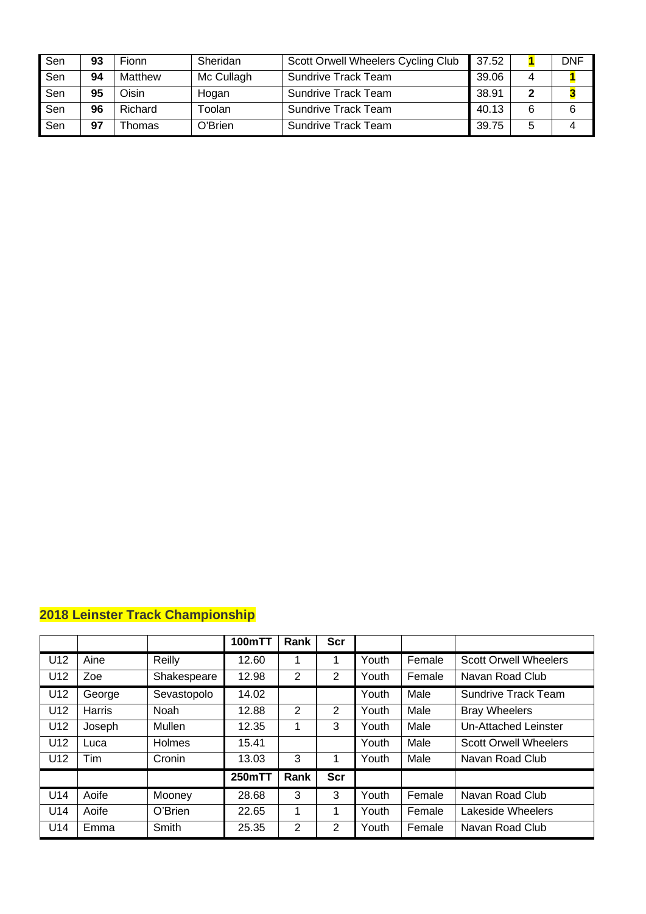| | | | | | | | |
|---|---|---|---|---|---|---|---|
| Sen | **93** | Fionn | Sheridan | Scott Orwell Wheelers Cycling Club | 37.52 | **1** | DNF |
| Sen | **94** | Matthew | Mc Cullagh | Sundrive Track Team | 39.06 | 4 | **1** |
| Sen | **95** | Oisin | Hogan | Sundrive Track Team | 38.91 | **2** | **3** |
| Sen | **96** | Richard | Toolan | Sundrive Track Team | 40.13 | 6 | 6 |
| Sen | **97** | Thomas | O'Brien | Sundrive Track Team | 39.75 | 5 | 4 |

## 2018 Leinster Track Championship

| | | | **100mTT** | **Rank** | **Scr** | | | |
|---|---|---|---|---|---|---|---|---|
| U12 | Aine | Reilly | 12.60 | 1 | 1 | Youth | Female | Scott Orwell Wheelers |
| U12 | Zoe | Shakespeare | 12.98 | 2 | 2 | Youth | Female | Navan Road Club |
| U12 | George | Sevastopolo | 14.02 | | | Youth | Male | Sundrive Track Team |
| U12 | Harris | Noah | 12.88 | 2 | 2 | Youth | Male | Bray Wheelers |
| U12 | Joseph | Mullen | 12.35 | 1 | 3 | Youth | Male | Un-Attached Leinster |
| U12 | Luca | Holmes | 15.41 | | | Youth | Male | Scott Orwell Wheelers |
| U12 | Tim | Cronin | 13.03 | 3 | 1 | Youth | Male | Navan Road Club |
| | | | **250mTT** | **Rank** | **Scr** | | | |
| U14 | Aoife | Mooney | 28.68 | 3 | 3 | Youth | Female | Navan Road Club |
| U14 | Aoife | O'Brien | 22.65 | 1 | 1 | Youth | Female | Lakeside Wheelers |
| U14 | Emma | Smith | 25.35 | 2 | 2 | Youth | Female | Navan Road Club |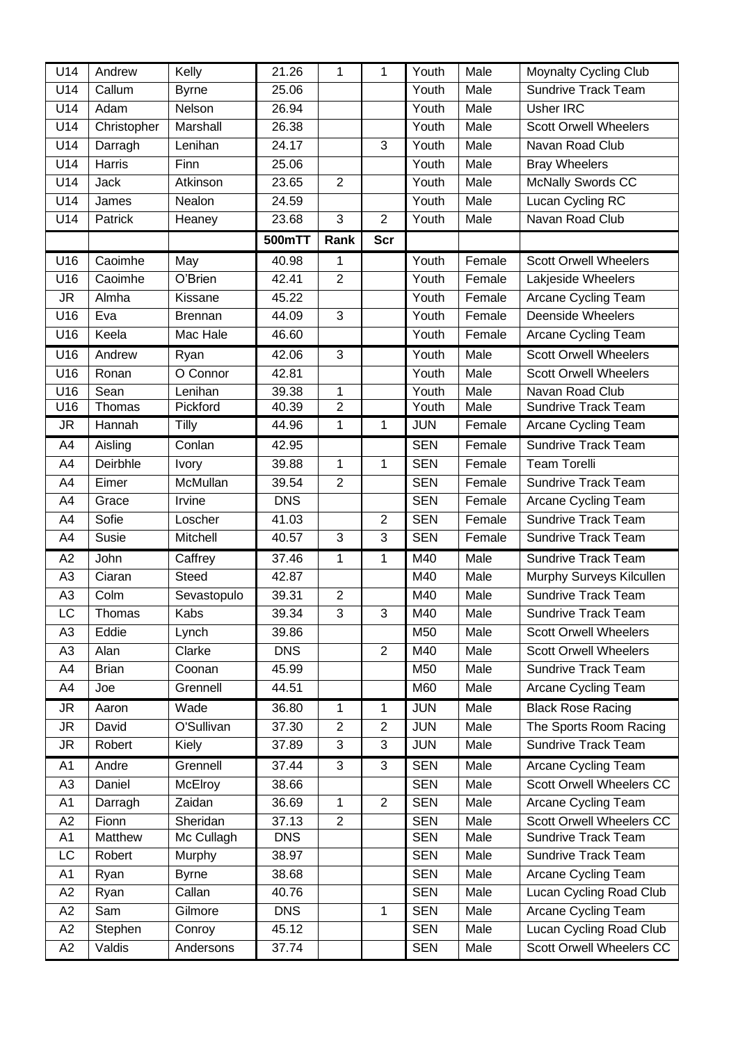| U14 | Andrew | Kelly | 21.26 | 1 | 1 | Youth | Male | Moynalty Cycling Club |
|---|---|---|---|---|---|---|---|---|
| U14 | Callum | Byrne | 25.06 | | | Youth | Male | Sundrive Track Team |
| U14 | Adam | Nelson | 26.94 | | | Youth | Male | Usher IRC |
| U14 | Christopher | Marshall | 26.38 | | | Youth | Male | Scott Orwell Wheelers |
| U14 | Darragh | Lenihan | 24.17 | | 3 | Youth | Male | Navan Road Club |
| U14 | Harris | Finn | 25.06 | | | Youth | Male | Bray Wheelers |
| U14 | Jack | Atkinson | 23.65 | 2 | | Youth | Male | McNally Swords CC |
| U14 | James | Nealon | 24.59 | | | Youth | Male | Lucan Cycling RC |
| U14 | Patrick | Heaney | 23.68 | 3 | 2 | Youth | Male | Navan Road Club |
| | | | **500mTT** | **Rank** | **Scr** | | | |
| U16 | Caoimhe | May | 40.98 | 1 | | Youth | Female | Scott Orwell Wheelers |
| U16 | Caoimhe | O'Brien | 42.41 | 2 | | Youth | Female | Lakjeside Wheelers |
| JR | Almha | Kissane | 45.22 | | | Youth | Female | Arcane Cycling Team |
| U16 | Eva | Brennan | 44.09 | 3 | | Youth | Female | Deenside Wheelers |
| U16 | Keela | Mac Hale | 46.60 | | | Youth | Female | Arcane Cycling Team |
| U16 | Andrew | Ryan | 42.06 | 3 | | Youth | Male | Scott Orwell Wheelers |
| U16 | Ronan | O Connor | 42.81 | | | Youth | Male | Scott Orwell Wheelers |
| U16 | Sean | Lenihan | 39.38 | 1 | | Youth | Male | Navan Road Club |
| U16 | Thomas | Pickford | 40.39 | 2 | | Youth | Male | Sundrive Track Team |
| JR | Hannah | Tilly | 44.96 | 1 | 1 | JUN | Female | Arcane Cycling Team |
| A4 | Aisling | Conlan | 42.95 | | | SEN | Female | Sundrive Track Team |
| A4 | Deirbhle | Ivory | 39.88 | 1 | 1 | SEN | Female | Team Torelli |
| A4 | Eimer | McMullan | 39.54 | 2 | | SEN | Female | Sundrive Track Team |
| A4 | Grace | Irvine | DNS | | | SEN | Female | Arcane Cycling Team |
| A4 | Sofie | Loscher | 41.03 | | 2 | SEN | Female | Sundrive Track Team |
| A4 | Susie | Mitchell | 40.57 | 3 | 3 | SEN | Female | Sundrive Track Team |
| A2 | John | Caffrey | 37.46 | 1 | 1 | M40 | Male | Sundrive Track Team |
| A3 | Ciaran | Steed | 42.87 | | | M40 | Male | Murphy Surveys Kilcullen |
| A3 | Colm | Sevastopulo | 39.31 | 2 | | M40 | Male | Sundrive Track Team |
| LC | Thomas | Kabs | 39.34 | 3 | 3 | M40 | Male | Sundrive Track Team |
| A3 | Eddie | Lynch | 39.86 | | | M50 | Male | Scott Orwell Wheelers |
| A3 | Alan | Clarke | DNS | | 2 | M40 | Male | Scott Orwell Wheelers |
| A4 | Brian | Coonan | 45.99 | | | M50 | Male | Sundrive Track Team |
| A4 | Joe | Grennell | 44.51 | | | M60 | Male | Arcane Cycling Team |
| JR | Aaron | Wade | 36.80 | 1 | 1 | JUN | Male | Black Rose Racing |
| JR | David | O'Sullivan | 37.30 | 2 | 2 | JUN | Male | The Sports Room Racing |
| JR | Robert | Kiely | 37.89 | 3 | 3 | JUN | Male | Sundrive Track Team |
| A1 | Andre | Grennell | 37.44 | 3 | 3 | SEN | Male | Arcane Cycling Team |
| A3 | Daniel | McElroy | 38.66 | | | SEN | Male | Scott Orwell Wheelers CC |
| A1 | Darragh | Zaidan | 36.69 | 1 | 2 | SEN | Male | Arcane Cycling Team |
| A2 | Fionn | Sheridan | 37.13 | 2 | | SEN | Male | Scott Orwell Wheelers CC |
| A1 | Matthew | Mc Cullagh | DNS | | | SEN | Male | Sundrive Track Team |
| LC | Robert | Murphy | 38.97 | | | SEN | Male | Sundrive Track Team |
| A1 | Ryan | Byrne | 38.68 | | | SEN | Male | Arcane Cycling Team |
| A2 | Ryan | Callan | 40.76 | | | SEN | Male | Lucan Cycling Road Club |
| A2 | Sam | Gilmore | DNS | | 1 | SEN | Male | Arcane Cycling Team |
| A2 | Stephen | Conroy | 45.12 | | | SEN | Male | Lucan Cycling Road Club |
| A2 | Valdis | Andersons | 37.74 | | | SEN | Male | Scott Orwell Wheelers CC |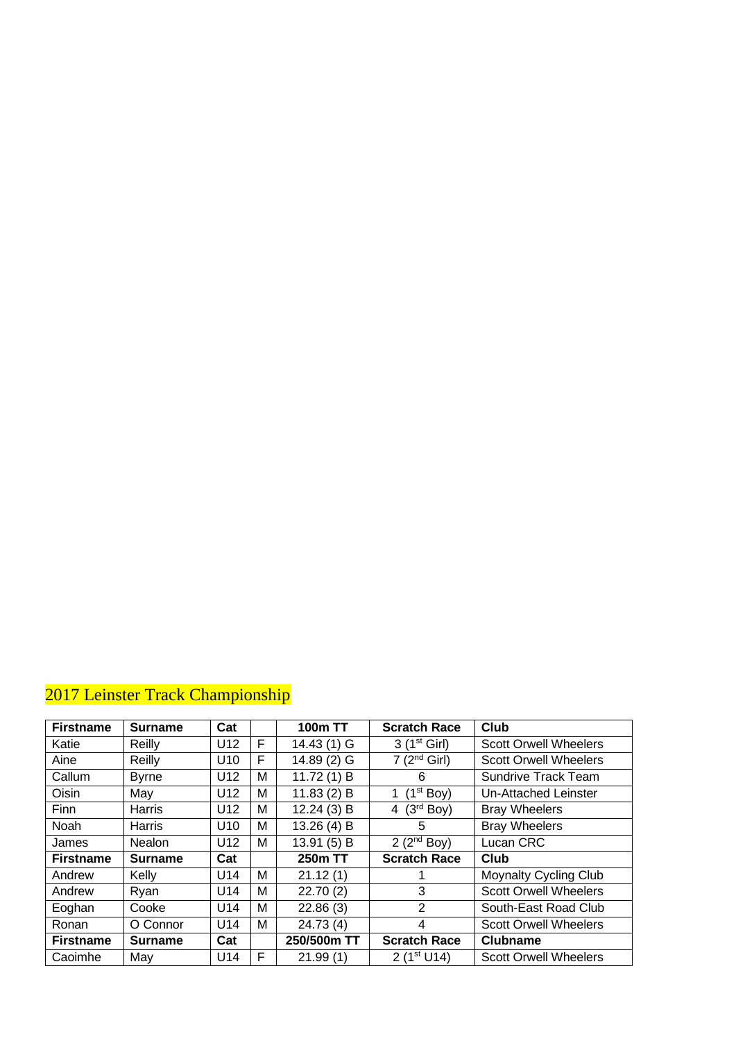## 2017 Leinster Track Championship

| Firstname | Surname | Cat | | 100m TT | Scratch Race | Club |
|---|---|---|---|---|---|---|
| Katie | Reilly | U12 | F | 14.43 (1) G | 3 (1st Girl) | Scott Orwell Wheelers |
| Aine | Reilly | U10 | F | 14.89 (2) G | 7 (2nd Girl) | Scott Orwell Wheelers |
| Callum | Byrne | U12 | M | 11.72 (1) B | 6 | Sundrive Track Team |
| Oisin | May | U12 | M | 11.83 (2) B | 1 (1st Boy) | Un-Attached Leinster |
| Finn | Harris | U12 | M | 12.24 (3) B | 4 (3rd Boy) | Bray Wheelers |
| Noah | Harris | U10 | M | 13.26 (4) B | 5 | Bray Wheelers |
| James | Nealon | U12 | M | 13.91 (5) B | 2 (2nd Boy) | Lucan CRC |
| **Firstname** | **Surname** | **Cat** | | **250m TT** | **Scratch Race** | **Club** |
| Andrew | Kelly | U14 | M | 21.12 (1) | 1 | Moynalty Cycling Club |
| Andrew | Ryan | U14 | M | 22.70 (2) | 3 | Scott Orwell Wheelers |
| Eoghan | Cooke | U14 | M | 22.86 (3) | 2 | South-East Road Club |
| Ronan | O Connor | U14 | M | 24.73 (4) | 4 | Scott Orwell Wheelers |
| **Firstname** | **Surname** | **Cat** | | **250/500m TT** | **Scratch Race** | **Clubname** |
| Caoimhe | May | U14 | F | 21.99 (1) | 2 (1st U14) | Scott Orwell Wheelers |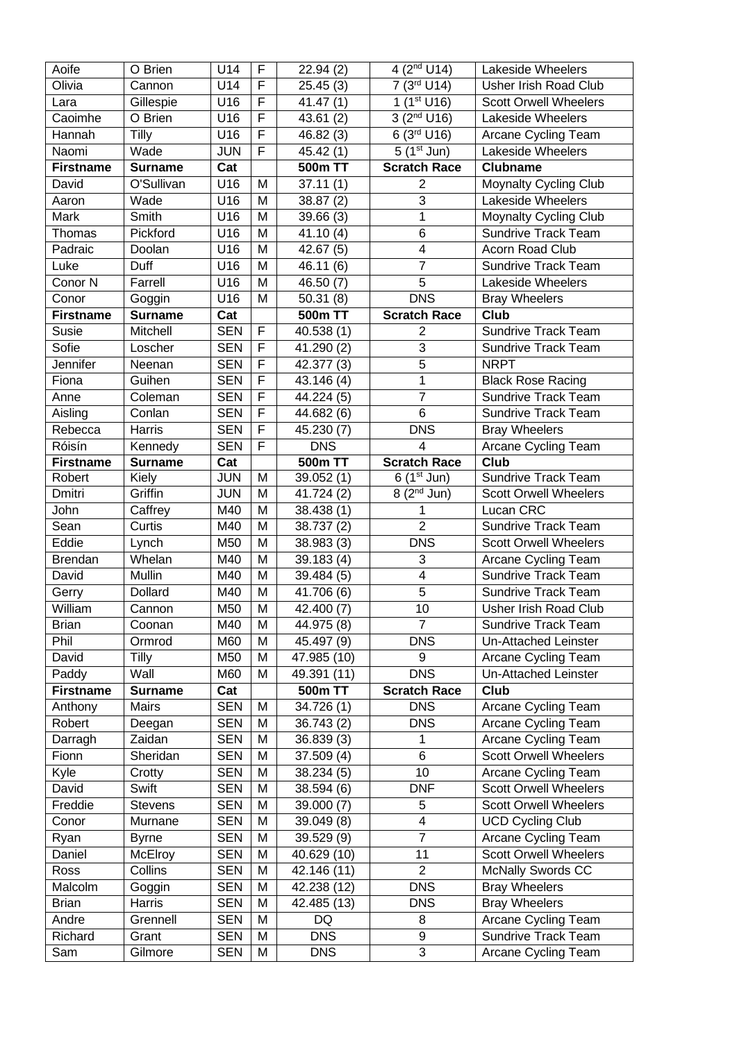| Aoife | O Brien | U14 | F | 22.94 (2) | 4 (2nd U14) | Lakeside Wheelers |
|---|---|---|---|---|---|---|
| Olivia | Cannon | U14 | F | 25.45 (3) | 7 (3rd U14) | Usher Irish Road Club |
| Lara | Gillespie | U16 | F | 41.47 (1) | 1 (1st U16) | Scott Orwell Wheelers |
| Caoimhe | O Brien | U16 | F | 43.61 (2) | 3 (2nd U16) | Lakeside Wheelers |
| Hannah | Tilly | U16 | F | 46.82 (3) | 6 (3rd U16) | Arcane Cycling Team |
| Naomi | Wade | JUN | F | 45.42 (1) | 5 (1st Jun) | Lakeside Wheelers |
| **Firstname** | **Surname** | **Cat** | | **500m TT** | **Scratch Race** | **Clubname** |
| David | O'Sullivan | U16 | M | 37.11 (1) | 2 | Moynalty Cycling Club |
| Aaron | Wade | U16 | M | 38.87 (2) | 3 | Lakeside Wheelers |
| Mark | Smith | U16 | M | 39.66 (3) | 1 | Moynalty Cycling Club |
| Thomas | Pickford | U16 | M | 41.10 (4) | 6 | Sundrive Track Team |
| Padraic | Doolan | U16 | M | 42.67 (5) | 4 | Acorn Road Club |
| Luke | Duff | U16 | M | 46.11 (6) | 7 | Sundrive Track Team |
| Conor N | Farrell | U16 | M | 46.50 (7) | 5 | Lakeside Wheelers |
| Conor | Goggin | U16 | M | 50.31 (8) | DNS | Bray Wheelers |
| **Firstname** | **Surname** | **Cat** | | **500m TT** | **Scratch Race** | **Club** |
| Susie | Mitchell | SEN | F | 40.538 (1) | 2 | Sundrive Track Team |
| Sofie | Loscher | SEN | F | 41.290 (2) | 3 | Sundrive Track Team |
| Jennifer | Neenan | SEN | F | 42.377 (3) | 5 | NRPT |
| Fiona | Guihen | SEN | F | 43.146 (4) | 1 | Black Rose Racing |
| Anne | Coleman | SEN | F | 44.224 (5) | 7 | Sundrive Track Team |
| Aisling | Conlan | SEN | F | 44.682 (6) | 6 | Sundrive Track Team |
| Rebecca | Harris | SEN | F | 45.230 (7) | DNS | Bray Wheelers |
| Róisín | Kennedy | SEN | F | DNS | 4 | Arcane Cycling Team |
| **Firstname** | **Surname** | **Cat** | | **500m TT** | **Scratch Race** | **Club** |
| Robert | Kiely | JUN | M | 39.052 (1) | 6 (1st Jun) | Sundrive Track Team |
| Dmitri | Griffin | JUN | M | 41.724 (2) | 8 (2nd Jun) | Scott Orwell Wheelers |
| John | Caffrey | M40 | M | 38.438 (1) | 1 | Lucan CRC |
| Sean | Curtis | M40 | M | 38.737 (2) | 2 | Sundrive Track Team |
| Eddie | Lynch | M50 | M | 38.983 (3) | DNS | Scott Orwell Wheelers |
| Brendan | Whelan | M40 | M | 39.183 (4) | 3 | Arcane Cycling Team |
| David | Mullin | M40 | M | 39.484 (5) | 4 | Sundrive Track Team |
| Gerry | Dollard | M40 | M | 41.706 (6) | 5 | Sundrive Track Team |
| William | Cannon | M50 | M | 42.400 (7) | 10 | Usher Irish Road Club |
| Brian | Coonan | M40 | M | 44.975 (8) | 7 | Sundrive Track Team |
| Phil | Ormrod | M60 | M | 45.497 (9) | DNS | Un-Attached Leinster |
| David | Tilly | M50 | M | 47.985 (10) | 9 | Arcane Cycling Team |
| Paddy | Wall | M60 | M | 49.391 (11) | DNS | Un-Attached Leinster |
| **Firstname** | **Surname** | **Cat** | | **500m TT** | **Scratch Race** | **Club** |
| Anthony | Mairs | SEN | M | 34.726 (1) | DNS | Arcane Cycling Team |
| Robert | Deegan | SEN | M | 36.743 (2) | DNS | Arcane Cycling Team |
| Darragh | Zaidan | SEN | M | 36.839 (3) | 1 | Arcane Cycling Team |
| Fionn | Sheridan | SEN | M | 37.509 (4) | 6 | Scott Orwell Wheelers |
| Kyle | Crotty | SEN | M | 38.234 (5) | 10 | Arcane Cycling Team |
| David | Swift | SEN | M | 38.594 (6) | DNF | Scott Orwell Wheelers |
| Freddie | Stevens | SEN | M | 39.000 (7) | 5 | Scott Orwell Wheelers |
| Conor | Murnane | SEN | M | 39.049 (8) | 4 | UCD Cycling Club |
| Ryan | Byrne | SEN | M | 39.529 (9) | 7 | Arcane Cycling Team |
| Daniel | McElroy | SEN | M | 40.629 (10) | 11 | Scott Orwell Wheelers |
| Ross | Collins | SEN | M | 42.146 (11) | 2 | McNally Swords CC |
| Malcolm | Goggin | SEN | M | 42.238 (12) | DNS | Bray Wheelers |
| Brian | Harris | SEN | M | 42.485 (13) | DNS | Bray Wheelers |
| Andre | Grennell | SEN | M | DQ | 8 | Arcane Cycling Team |
| Richard | Grant | SEN | M | DNS | 9 | Sundrive Track Team |
| Sam | Gilmore | SEN | M | DNS | 3 | Arcane Cycling Team |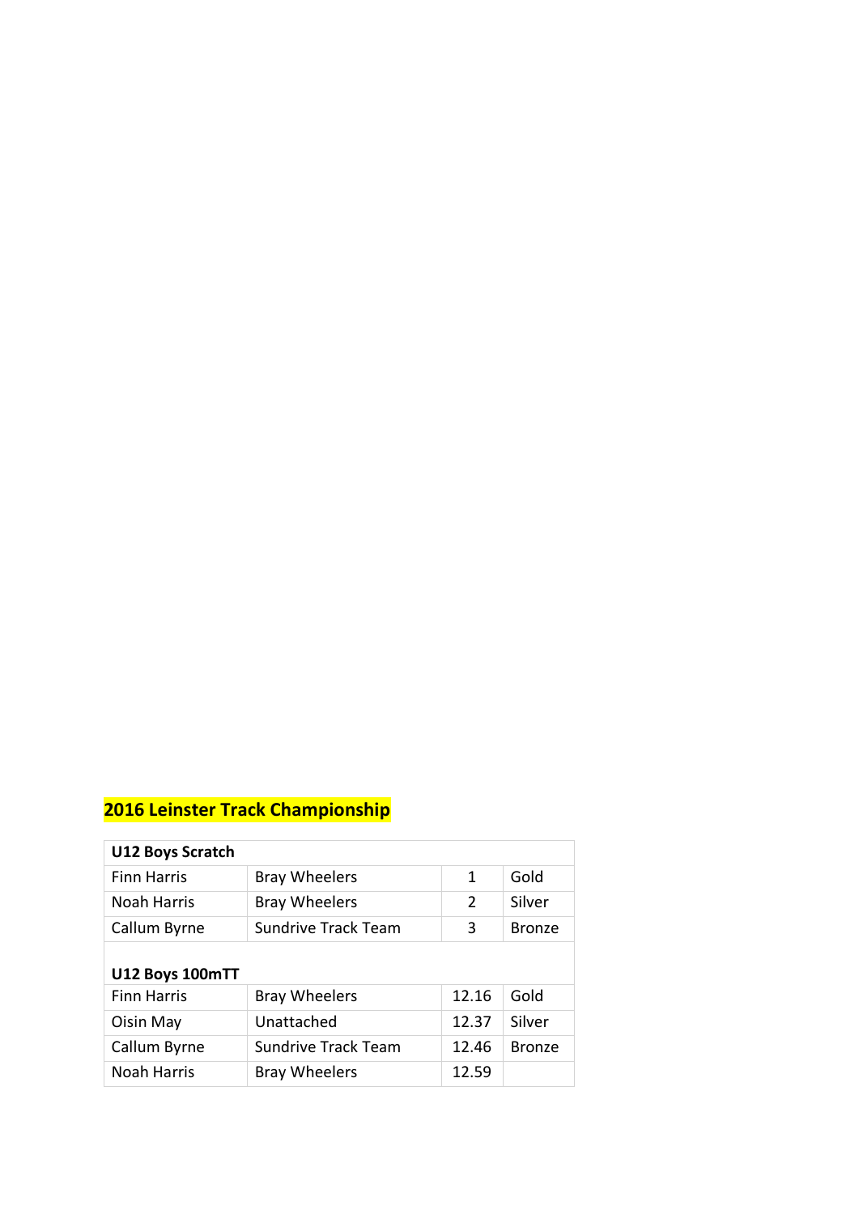## 2016 Leinster Track Championship

| U12 Boys Scratch | | | |
|---|---|---|---|
| Finn Harris | Bray Wheelers | 1 | Gold |
| Noah Harris | Bray Wheelers | 2 | Silver |
| Callum Byrne | Sundrive Track Team | 3 | Bronze |
| | | | |
| **U12 Boys 100mTT** | | | |
| Finn Harris | Bray Wheelers | 12.16 | Gold |
| Oisin May | Unattached | 12.37 | Silver |
| Callum Byrne | Sundrive Track Team | 12.46 | Bronze |
| Noah Harris | Bray Wheelers | 12.59 | |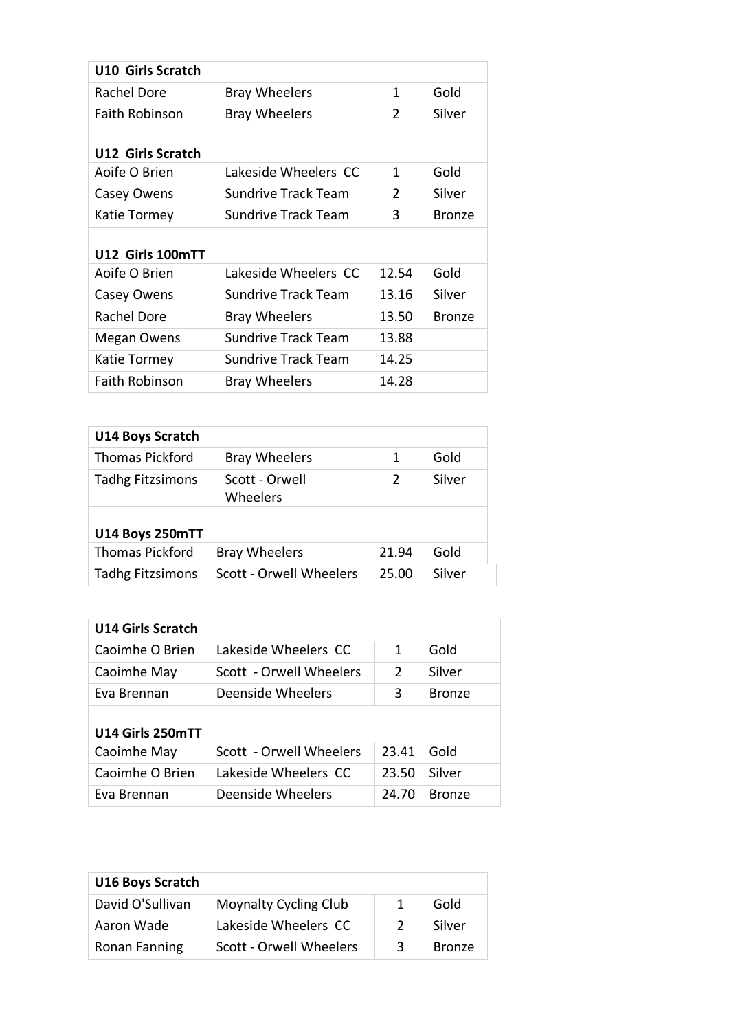| U10 Girls Scratch | | | |
|---|---|---|---|
| Rachel Dore | Bray Wheelers | 1 | Gold |
| Faith Robinson | Bray Wheelers | 2 | Silver |
| **U12 Girls Scratch** | | | |
| Aoife O Brien | Lakeside Wheelers CC | 1 | Gold |
| Casey Owens | Sundrive Track Team | 2 | Silver |
| Katie Tormey | Sundrive Track Team | 3 | Bronze |
| **U12 Girls 100mTT** | | | |
| Aoife O Brien | Lakeside Wheelers CC | 12.54 | Gold |
| Casey Owens | Sundrive Track Team | 13.16 | Silver |
| Rachel Dore | Bray Wheelers | 13.50 | Bronze |
| Megan Owens | Sundrive Track Team | 13.88 | |
| Katie Tormey | Sundrive Track Team | 14.25 | |
| Faith Robinson | Bray Wheelers | 14.28 | |

| U14 Boys Scratch | | | |
|---|---|---|---|
| Thomas Pickford | Bray Wheelers | 1 | Gold |
| Tadhg Fitzsimons | Scott - Orwell Wheelers | 2 | Silver |
| **U14 Boys 250mTT** | | | |
| Thomas Pickford | Bray Wheelers | 21.94 | Gold |
| Tadhg Fitzsimons | Scott - Orwell Wheelers | 25.00 | Silver |

| U14 Girls Scratch | | | |
|---|---|---|---|
| Caoimhe O Brien | Lakeside Wheelers CC | 1 | Gold |
| Caoimhe May | Scott - Orwell Wheelers | 2 | Silver |
| Eva Brennan | Deenside Wheelers | 3 | Bronze |
| **U14 Girls 250mTT** | | | |
| Caoimhe May | Scott - Orwell Wheelers | 23.41 | Gold |
| Caoimhe O Brien | Lakeside Wheelers CC | 23.50 | Silver |
| Eva Brennan | Deenside Wheelers | 24.70 | Bronze |

| U16 Boys Scratch | | | |
|---|---|---|---|
| David O'Sullivan | Moynalty Cycling Club | 1 | Gold |
| Aaron Wade | Lakeside Wheelers CC | 2 | Silver |
| Ronan Fanning | Scott - Orwell Wheelers | 3 | Bronze |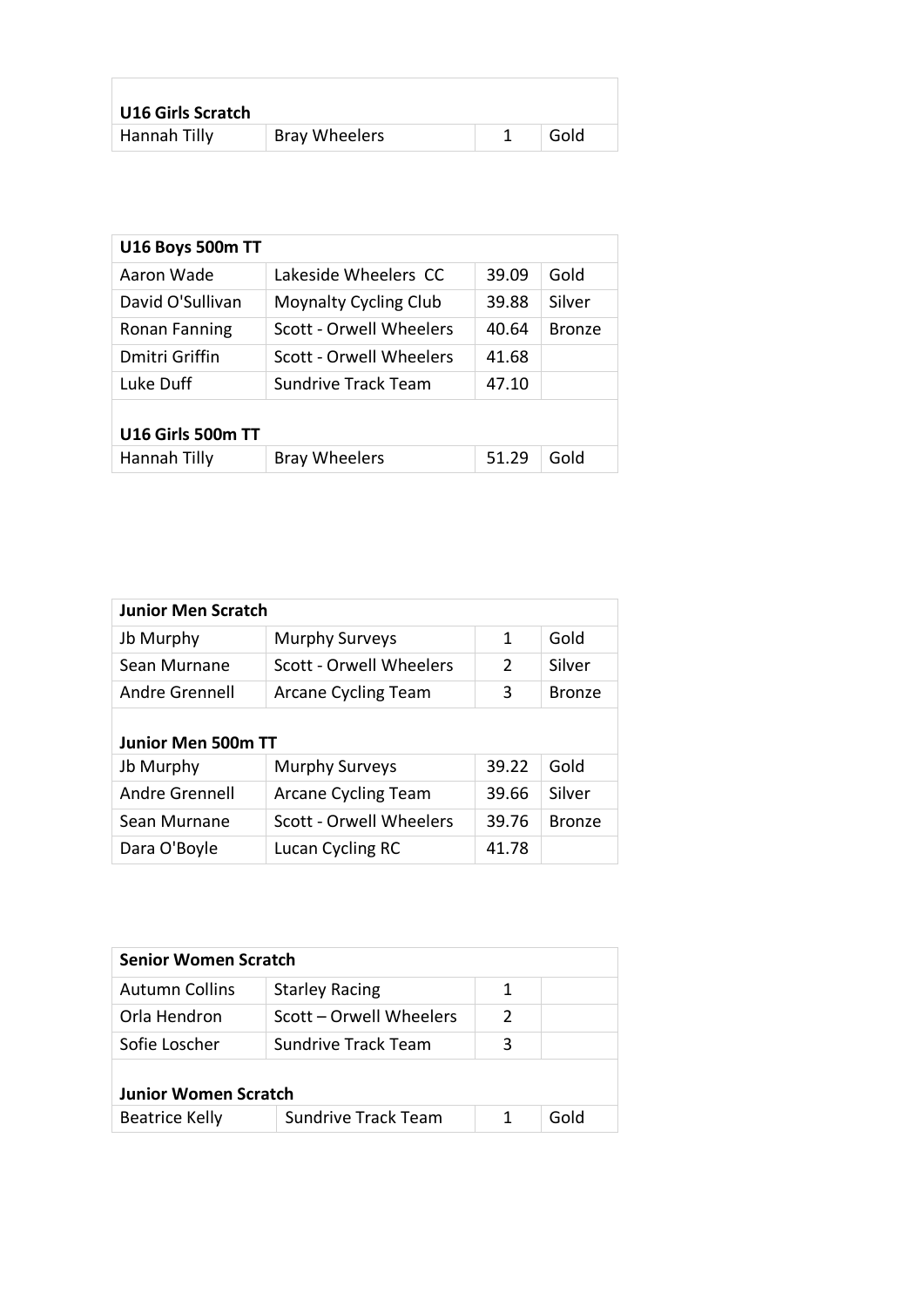| U16 Girls Scratch | | | |
|---|---|---|---|
| Hannah Tilly | Bray Wheelers | 1 | Gold |

| U16 Boys 500m TT | | | |
|---|---|---|---|
| Aaron Wade | Lakeside Wheelers CC | 39.09 | Gold |
| David O'Sullivan | Moynalty Cycling Club | 39.88 | Silver |
| Ronan Fanning | Scott - Orwell Wheelers | 40.64 | Bronze |
| Dmitri Griffin | Scott - Orwell Wheelers | 41.68 | |
| Luke Duff | Sundrive Track Team | 47.10 | |
| | | | |
| **U16 Girls 500m TT** | | | |
| Hannah Tilly | Bray Wheelers | 51.29 | Gold |

| Junior Men Scratch | | | |
|---|---|---|---|
| Jb Murphy | Murphy Surveys | 1 | Gold |
| Sean Murnane | Scott - Orwell Wheelers | 2 | Silver |
| Andre Grennell | Arcane Cycling Team | 3 | Bronze |
| | | | |
| **Junior Men 500m TT** | | | |
| Jb Murphy | Murphy Surveys | 39.22 | Gold |
| Andre Grennell | Arcane Cycling Team | 39.66 | Silver |
| Sean Murnane | Scott - Orwell Wheelers | 39.76 | Bronze |
| Dara O'Boyle | Lucan Cycling RC | 41.78 | |

| Senior Women Scratch | | | |
|---|---|---|---|
| Autumn Collins | Starley Racing | 1 | |
| Orla Hendron | Scott – Orwell Wheelers | 2 | |
| Sofie Loscher | Sundrive Track Team | 3 | |
| | | | |
| **Junior Women Scratch** | | | |
| Beatrice Kelly | Sundrive Track Team | 1 | Gold |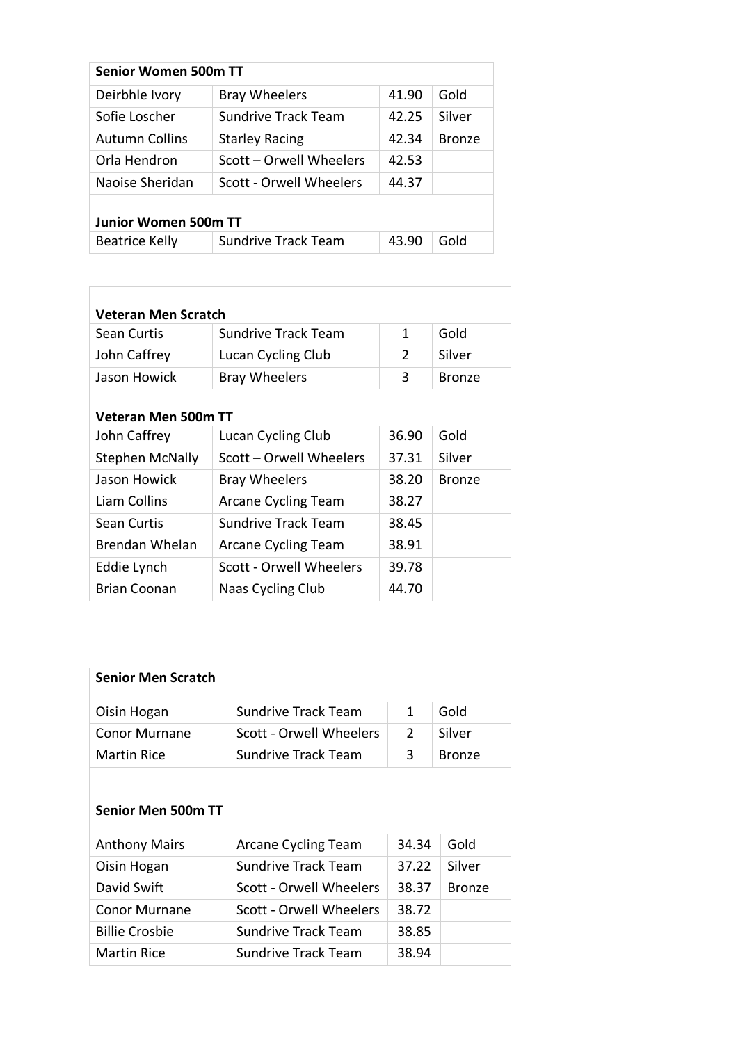| Senior Women 500m TT | | | |
|---|---|---|---|
| Deirbhle Ivory | Bray Wheelers | 41.90 | Gold |
| Sofie Loscher | Sundrive Track Team | 42.25 | Silver |
| Autumn Collins | Starley Racing | 42.34 | Bronze |
| Orla Hendron | Scott – Orwell Wheelers | 42.53 | |
| Naoise Sheridan | Scott - Orwell Wheelers | 44.37 | |
| **Junior Women 500m TT** | | | |
| Beatrice Kelly | Sundrive Track Team | 43.90 | Gold |

| Veteran Men Scratch | | | |
|---|---|---|---|
| Sean Curtis | Sundrive Track Team | 1 | Gold |
| John Caffrey | Lucan Cycling Club | 2 | Silver |
| Jason Howick | Bray Wheelers | 3 | Bronze |
| **Veteran Men 500m TT** | | | |
| John Caffrey | Lucan Cycling Club | 36.90 | Gold |
| Stephen McNally | Scott – Orwell Wheelers | 37.31 | Silver |
| Jason Howick | Bray Wheelers | 38.20 | Bronze |
| Liam Collins | Arcane Cycling Team | 38.27 | |
| Sean Curtis | Sundrive Track Team | 38.45 | |
| Brendan Whelan | Arcane Cycling Team | 38.91 | |
| Eddie Lynch | Scott - Orwell Wheelers | 39.78 | |
| Brian Coonan | Naas Cycling Club | 44.70 | |

| Senior Men Scratch | | | |
|---|---|---|---|
| Oisin Hogan | Sundrive Track Team | 1 | Gold |
| Conor Murnane | Scott - Orwell Wheelers | 2 | Silver |
| Martin Rice | Sundrive Track Team | 3 | Bronze |
| **Senior Men 500m TT** | | | |
| Anthony Mairs | Arcane Cycling Team | 34.34 | Gold |
| Oisin Hogan | Sundrive Track Team | 37.22 | Silver |
| David Swift | Scott - Orwell Wheelers | 38.37 | Bronze |
| Conor Murnane | Scott - Orwell Wheelers | 38.72 | |
| Billie Crosbie | Sundrive Track Team | 38.85 | |
| Martin Rice | Sundrive Track Team | 38.94 | |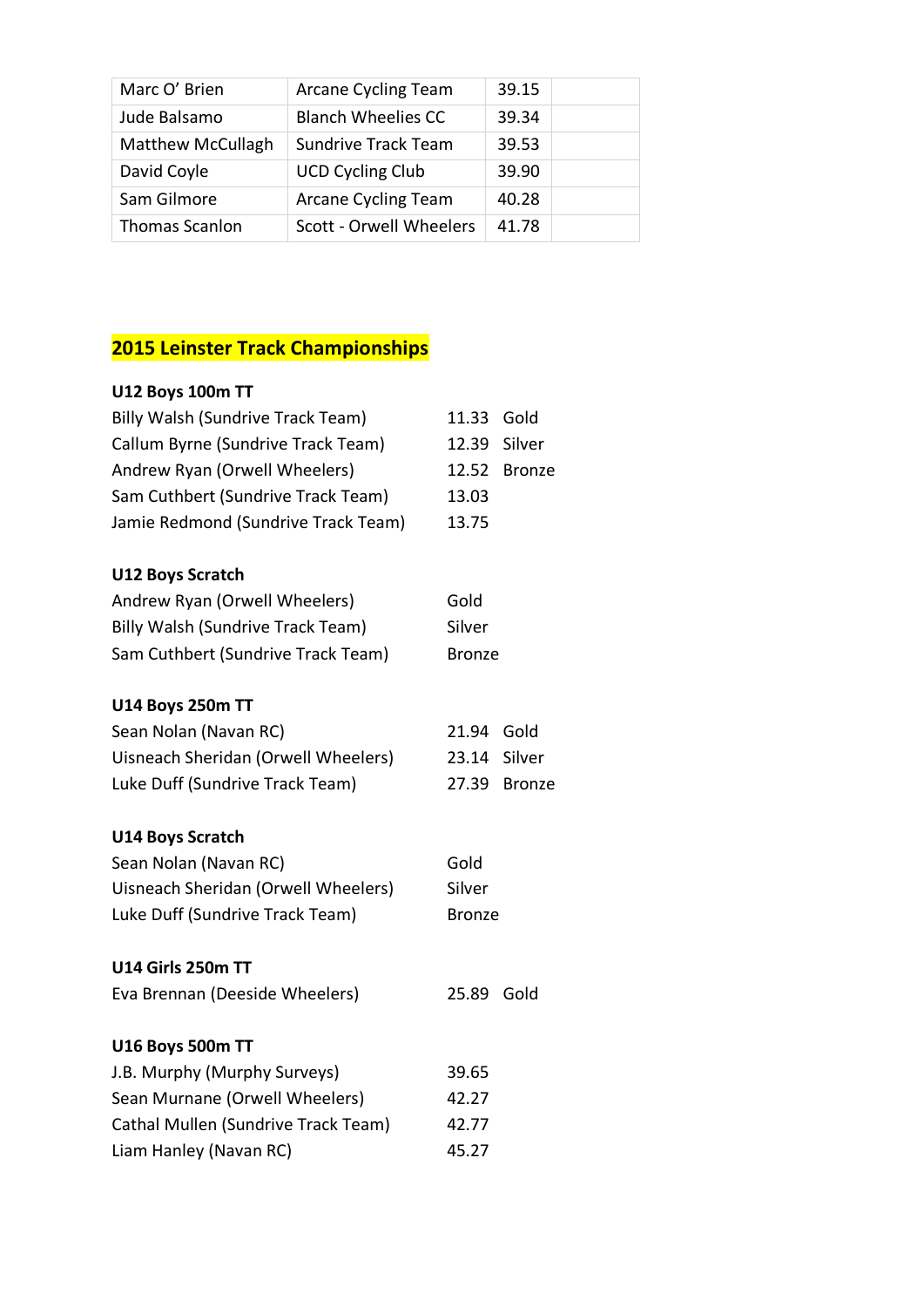| Marc O' Brien | Arcane Cycling Team | 39.15 | |
|---|---|---|---|
| Jude Balsamo | Blanch Wheelies CC | 39.34 | |
| Matthew McCullagh | Sundrive Track Team | 39.53 | |
| David Coyle | UCD Cycling Club | 39.90 | |
| Sam Gilmore | Arcane Cycling Team | 40.28 | |
| Thomas Scanlon | Scott - Orwell Wheelers | 41.78 | |

## 2015 Leinster Track Championships

**U12 Boys 100m TT**

| | | |
|---|---|---|
| Billy Walsh (Sundrive Track Team) | 11.33 | Gold |
| Callum Byrne (Sundrive Track Team) | 12.39 | Silver |
| Andrew Ryan (Orwell Wheelers) | 12.52 | Bronze |
| Sam Cuthbert (Sundrive Track Team) | 13.03 | |
| Jamie Redmond (Sundrive Track Team) | 13.75 | |

**U12 Boys Scratch**

| | |
|---|---|
| Andrew Ryan (Orwell Wheelers) | Gold |
| Billy Walsh (Sundrive Track Team) | Silver |
| Sam Cuthbert (Sundrive Track Team) | Bronze |

**U14 Boys 250m TT**

| | | |
|---|---|---|
| Sean Nolan (Navan RC) | 21.94 | Gold |
| Uisneach Sheridan (Orwell Wheelers) | 23.14 | Silver |
| Luke Duff (Sundrive Track Team) | 27.39 | Bronze |

**U14 Boys Scratch**

| | |
|---|---|
| Sean Nolan (Navan RC) | Gold |
| Uisneach Sheridan (Orwell Wheelers) | Silver |
| Luke Duff (Sundrive Track Team) | Bronze |

**U14 Girls 250m TT**

| | | |
|---|---|---|
| Eva Brennan (Deeside Wheelers) | 25.89 | Gold |

**U16 Boys 500m TT**

| | |
|---|---|
| J.B. Murphy (Murphy Surveys) | 39.65 |
| Sean Murnane (Orwell Wheelers) | 42.27 |
| Cathal Mullen (Sundrive Track Team) | 42.77 |
| Liam Hanley (Navan RC) | 45.27 |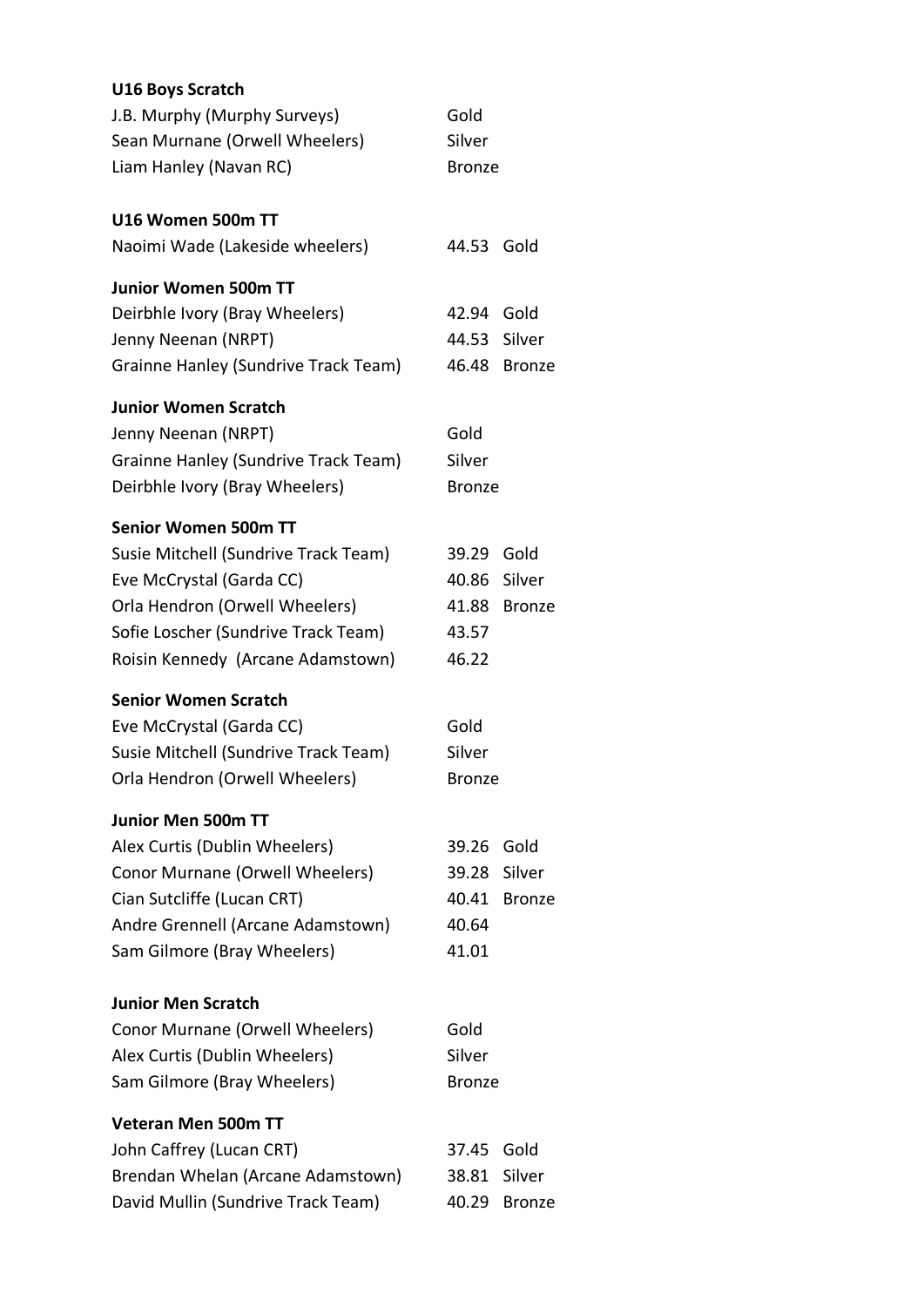**U16 Boys Scratch**

| | |
|---|---|
| J.B. Murphy (Murphy Surveys) | Gold |
| Sean Murnane (Orwell Wheelers) | Silver |
| Liam Hanley (Navan RC) | Bronze |

**U16 Women 500m TT**

| | | |
|---|---|---|
| Naoimi Wade (Lakeside wheelers) | 44.53 | Gold |

**Junior Women 500m TT**

| | | |
|---|---|---|
| Deirbhle Ivory (Bray Wheelers) | 42.94 | Gold |
| Jenny Neenan (NRPT) | 44.53 | Silver |
| Grainne Hanley (Sundrive Track Team) | 46.48 | Bronze |

**Junior Women Scratch**

| | |
|---|---|
| Jenny Neenan (NRPT) | Gold |
| Grainne Hanley (Sundrive Track Team) | Silver |
| Deirbhle Ivory (Bray Wheelers) | Bronze |

**Senior Women 500m TT**

| | | |
|---|---|---|
| Susie Mitchell (Sundrive Track Team) | 39.29 | Gold |
| Eve McCrystal (Garda CC) | 40.86 | Silver |
| Orla Hendron (Orwell Wheelers) | 41.88 | Bronze |
| Sofie Loscher (Sundrive Track Team) | 43.57 | |
| Roisin Kennedy (Arcane Adamstown) | 46.22 | |

**Senior Women Scratch**

| | |
|---|---|
| Eve McCrystal (Garda CC) | Gold |
| Susie Mitchell (Sundrive Track Team) | Silver |
| Orla Hendron (Orwell Wheelers) | Bronze |

**Junior Men 500m TT**

| | | |
|---|---|---|
| Alex Curtis (Dublin Wheelers) | 39.26 | Gold |
| Conor Murnane (Orwell Wheelers) | 39.28 | Silver |
| Cian Sutcliffe (Lucan CRT) | 40.41 | Bronze |
| Andre Grennell (Arcane Adamstown) | 40.64 | |
| Sam Gilmore (Bray Wheelers) | 41.01 | |

**Junior Men Scratch**

| | |
|---|---|
| Conor Murnane (Orwell Wheelers) | Gold |
| Alex Curtis (Dublin Wheelers) | Silver |
| Sam Gilmore (Bray Wheelers) | Bronze |

**Veteran Men 500m TT**

| | | |
|---|---|---|
| John Caffrey (Lucan CRT) | 37.45 | Gold |
| Brendan Whelan (Arcane Adamstown) | 38.81 | Silver |
| David Mullin (Sundrive Track Team) | 40.29 | Bronze |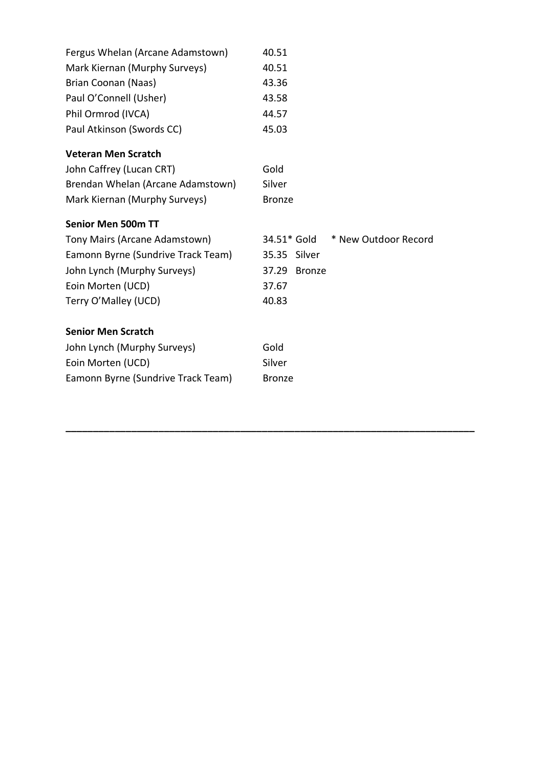| | |
|---|---|
| Fergus Whelan (Arcane Adamstown) | 40.51 |
| Mark Kiernan (Murphy Surveys) | 40.51 |
| Brian Coonan (Naas) | 43.36 |
| Paul O'Connell (Usher) | 43.58 |
| Phil Ormrod (IVCA) | 44.57 |
| Paul Atkinson (Swords CC) | 45.03 |

**Veteran Men Scratch**

| | |
|---|---|
| John Caffrey (Lucan CRT) | Gold |
| Brendan Whelan (Arcane Adamstown) | Silver |
| Mark Kiernan (Murphy Surveys) | Bronze |

**Senior Men 500m TT**

| | | | |
|---|---|---|---|
| Tony Mairs (Arcane Adamstown) | 34.51* | Gold | * New Outdoor Record |
| Eamonn Byrne (Sundrive Track Team) | 35.35 | Silver | |
| John Lynch (Murphy Surveys) | 37.29 | Bronze | |
| Eoin Morten (UCD) | 37.67 | | |
| Terry O'Malley (UCD) | 40.83 | | |

**Senior Men Scratch**

| | |
|---|---|
| John Lynch (Murphy Surveys) | Gold |
| Eoin Morten (UCD) | Silver |
| Eamonn Byrne (Sundrive Track Team) | Bronze |

---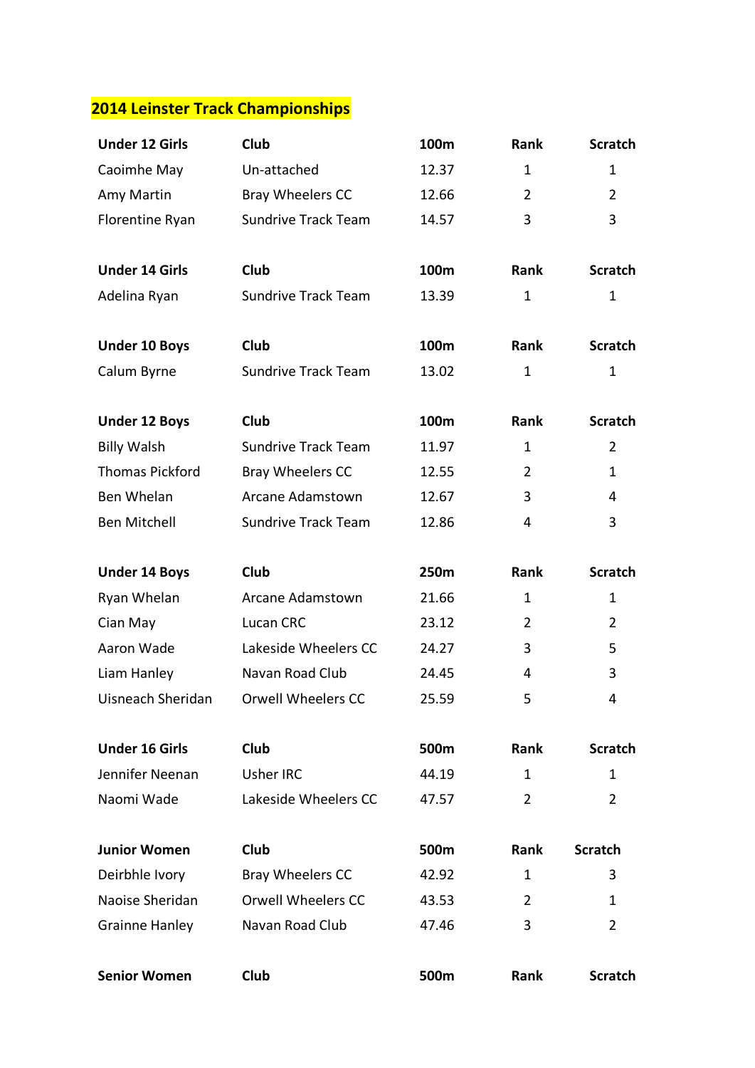## 2014 Leinster Track Championships

| Under 12 Girls | Club | 100m | Rank | Scratch |
|---|---|---|---|---|
| Caoimhe May | Un-attached | 12.37 | 1 | 1 |
| Amy Martin | Bray Wheelers CC | 12.66 | 2 | 2 |
| Florentine Ryan | Sundrive Track Team | 14.57 | 3 | 3 |

| Under 14 Girls | Club | 100m | Rank | Scratch |
|---|---|---|---|---|
| Adelina Ryan | Sundrive Track Team | 13.39 | 1 | 1 |

| Under 10 Boys | Club | 100m | Rank | Scratch |
|---|---|---|---|---|
| Calum Byrne | Sundrive Track Team | 13.02 | 1 | 1 |

| Under 12 Boys | Club | 100m | Rank | Scratch |
|---|---|---|---|---|
| Billy Walsh | Sundrive Track Team | 11.97 | 1 | 2 |
| Thomas Pickford | Bray Wheelers CC | 12.55 | 2 | 1 |
| Ben Whelan | Arcane Adamstown | 12.67 | 3 | 4 |
| Ben Mitchell | Sundrive Track Team | 12.86 | 4 | 3 |

| Under 14 Boys | Club | 250m | Rank | Scratch |
|---|---|---|---|---|
| Ryan Whelan | Arcane Adamstown | 21.66 | 1 | 1 |
| Cian May | Lucan CRC | 23.12 | 2 | 2 |
| Aaron Wade | Lakeside Wheelers CC | 24.27 | 3 | 5 |
| Liam Hanley | Navan Road Club | 24.45 | 4 | 3 |
| Uisneach Sheridan | Orwell Wheelers CC | 25.59 | 5 | 4 |

| Under 16 Girls | Club | 500m | Rank | Scratch |
|---|---|---|---|---|
| Jennifer Neenan | Usher IRC | 44.19 | 1 | 1 |
| Naomi Wade | Lakeside Wheelers CC | 47.57 | 2 | 2 |

| Junior Women | Club | 500m | Rank | Scratch |
|---|---|---|---|---|
| Deirbhle Ivory | Bray Wheelers CC | 42.92 | 1 | 3 |
| Naoise Sheridan | Orwell Wheelers CC | 43.53 | 2 | 1 |
| Grainne Hanley | Navan Road Club | 47.46 | 3 | 2 |

| Senior Women | Club | 500m | Rank | Scratch |
|---|---|---|---|---|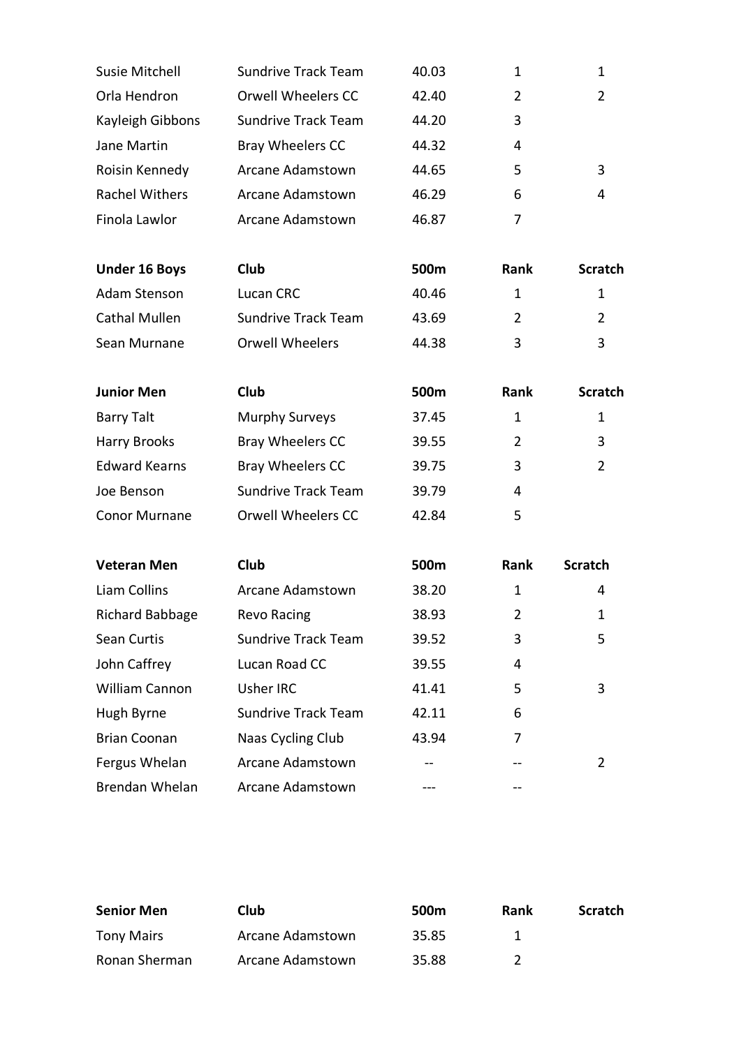| | | | | |
|---|---|---|---|---|
| Susie Mitchell | Sundrive Track Team | 40.03 | 1 | 1 |
| Orla Hendron | Orwell Wheelers CC | 42.40 | 2 | 2 |
| Kayleigh Gibbons | Sundrive Track Team | 44.20 | 3 | |
| Jane Martin | Bray Wheelers CC | 44.32 | 4 | |
| Roisin Kennedy | Arcane Adamstown | 44.65 | 5 | 3 |
| Rachel Withers | Arcane Adamstown | 46.29 | 6 | 4 |
| Finola Lawlor | Arcane Adamstown | 46.87 | 7 | |

| **Under 16 Boys** | **Club** | **500m** | **Rank** | **Scratch** |
|---|---|---|---|---|
| Adam Stenson | Lucan CRC | 40.46 | 1 | 1 |
| Cathal Mullen | Sundrive Track Team | 43.69 | 2 | 2 |
| Sean Murnane | Orwell Wheelers | 44.38 | 3 | 3 |

| **Junior Men** | **Club** | **500m** | **Rank** | **Scratch** |
|---|---|---|---|---|
| Barry Talt | Murphy Surveys | 37.45 | 1 | 1 |
| Harry Brooks | Bray Wheelers CC | 39.55 | 2 | 3 |
| Edward Kearns | Bray Wheelers CC | 39.75 | 3 | 2 |
| Joe Benson | Sundrive Track Team | 39.79 | 4 | |
| Conor Murnane | Orwell Wheelers CC | 42.84 | 5 | |

| **Veteran Men** | **Club** | **500m** | **Rank** | **Scratch** |
|---|---|---|---|---|
| Liam Collins | Arcane Adamstown | 38.20 | 1 | 4 |
| Richard Babbage | Revo Racing | 38.93 | 2 | 1 |
| Sean Curtis | Sundrive Track Team | 39.52 | 3 | 5 |
| John Caffrey | Lucan Road CC | 39.55 | 4 | |
| William Cannon | Usher IRC | 41.41 | 5 | 3 |
| Hugh Byrne | Sundrive Track Team | 42.11 | 6 | |
| Brian Coonan | Naas Cycling Club | 43.94 | 7 | |
| Fergus Whelan | Arcane Adamstown | -- | -- | 2 |
| Brendan Whelan | Arcane Adamstown | --- | -- | |

| **Senior Men** | **Club** | **500m** | **Rank** | **Scratch** |
|---|---|---|---|---|
| Tony Mairs | Arcane Adamstown | 35.85 | 1 | |
| Ronan Sherman | Arcane Adamstown | 35.88 | 2 | |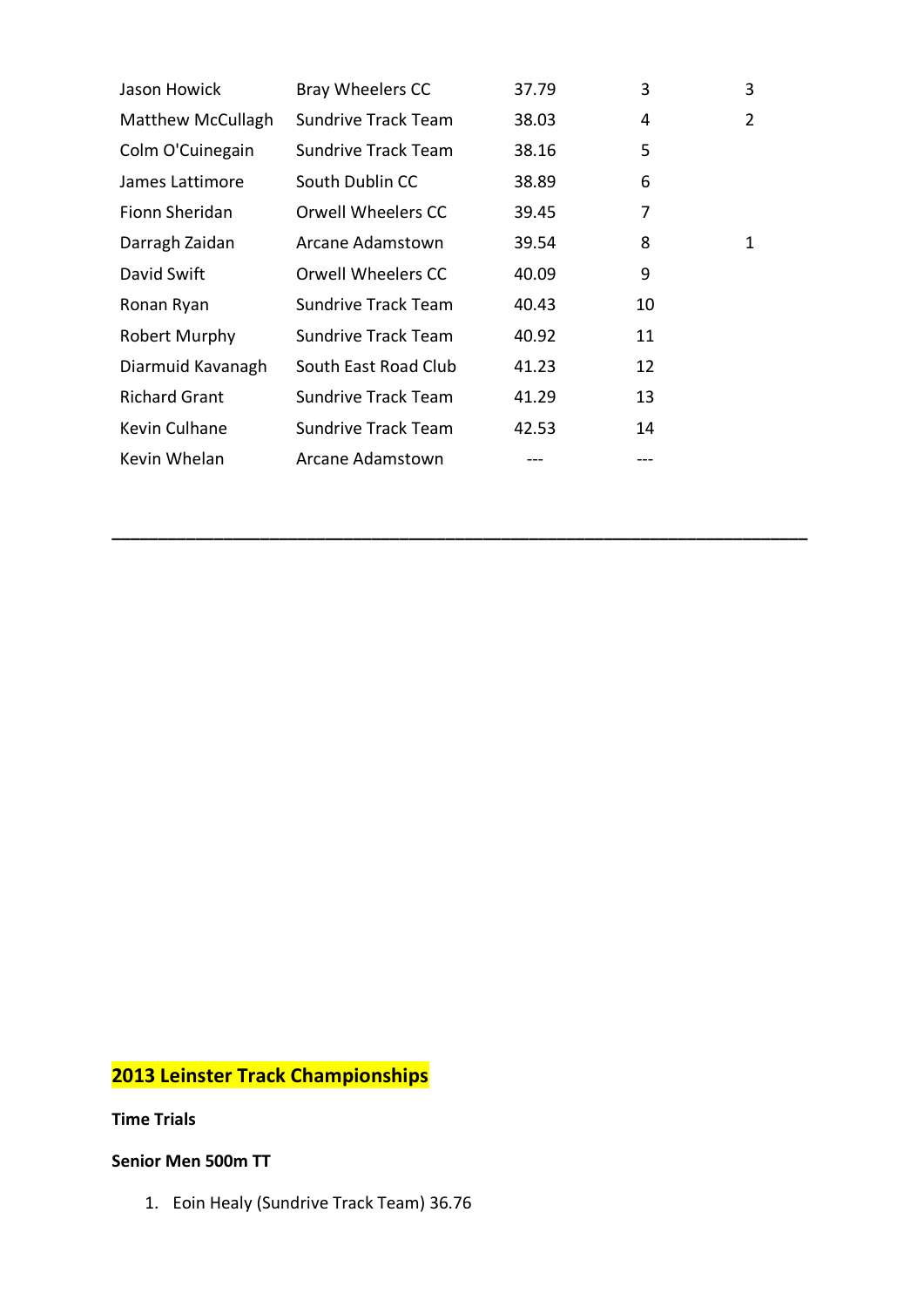| | | | | |
|---|---|---|---|---|
| Jason Howick | Bray Wheelers CC | 37.79 | 3 | 3 |
| Matthew McCullagh | Sundrive Track Team | 38.03 | 4 | 2 |
| Colm O'Cuinegain | Sundrive Track Team | 38.16 | 5 | |
| James Lattimore | South Dublin CC | 38.89 | 6 | |
| Fionn Sheridan | Orwell Wheelers CC | 39.45 | 7 | |
| Darragh Zaidan | Arcane Adamstown | 39.54 | 8 | 1 |
| David Swift | Orwell Wheelers CC | 40.09 | 9 | |
| Ronan Ryan | Sundrive Track Team | 40.43 | 10 | |
| Robert Murphy | Sundrive Track Team | 40.92 | 11 | |
| Diarmuid Kavanagh | South East Road Club | 41.23 | 12 | |
| Richard Grant | Sundrive Track Team | 41.29 | 13 | |
| Kevin Culhane | Sundrive Track Team | 42.53 | 14 | |
| Kevin Whelan | Arcane Adamstown | --- | --- | |

---

## 2013 Leinster Track Championships

**Time Trials**

**Senior Men 500m TT**

1. Eoin Healy (Sundrive Track Team) 36.76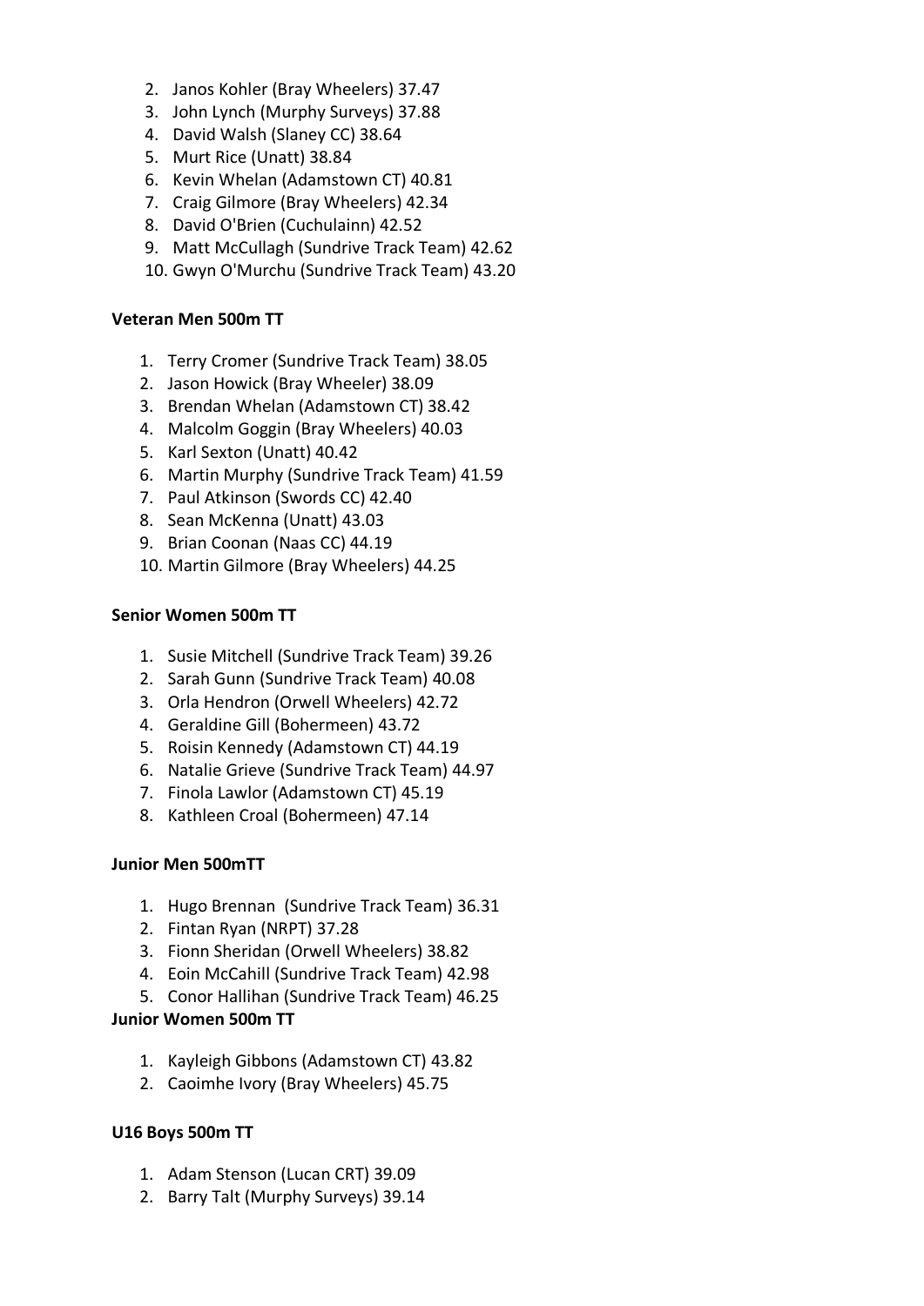2. Janos Kohler (Bray Wheelers) 37.47
3. John Lynch (Murphy Surveys) 37.88
4. David Walsh (Slaney CC) 38.64
5. Murt Rice (Unatt) 38.84
6. Kevin Whelan (Adamstown CT) 40.81
7. Craig Gilmore (Bray Wheelers) 42.34
8. David O'Brien (Cuchulainn) 42.52
9. Matt McCullagh (Sundrive Track Team) 42.62
10. Gwyn O'Murchu (Sundrive Track Team) 43.20

**Veteran Men 500m TT**

1. Terry Cromer (Sundrive Track Team) 38.05
2. Jason Howick (Bray Wheeler) 38.09
3. Brendan Whelan (Adamstown CT) 38.42
4. Malcolm Goggin (Bray Wheelers) 40.03
5. Karl Sexton (Unatt) 40.42
6. Martin Murphy (Sundrive Track Team) 41.59
7. Paul Atkinson (Swords CC) 42.40
8. Sean McKenna (Unatt) 43.03
9. Brian Coonan (Naas CC) 44.19
10. Martin Gilmore (Bray Wheelers) 44.25

**Senior Women 500m TT**

1. Susie Mitchell (Sundrive Track Team) 39.26
2. Sarah Gunn (Sundrive Track Team) 40.08
3. Orla Hendron (Orwell Wheelers) 42.72
4. Geraldine Gill (Bohermeen) 43.72
5. Roisin Kennedy (Adamstown CT) 44.19
6. Natalie Grieve (Sundrive Track Team) 44.97
7. Finola Lawlor (Adamstown CT) 45.19
8. Kathleen Croal (Bohermeen) 47.14

**Junior Men 500mTT**

1. Hugo Brennan (Sundrive Track Team) 36.31
2. Fintan Ryan (NRPT) 37.28
3. Fionn Sheridan (Orwell Wheelers) 38.82
4. Eoin McCahill (Sundrive Track Team) 42.98
5. Conor Hallihan (Sundrive Track Team) 46.25

**Junior Women 500m TT**

1. Kayleigh Gibbons (Adamstown CT) 43.82
2. Caoimhe Ivory (Bray Wheelers) 45.75

**U16 Boys 500m TT**

1. Adam Stenson (Lucan CRT) 39.09
2. Barry Talt (Murphy Surveys) 39.14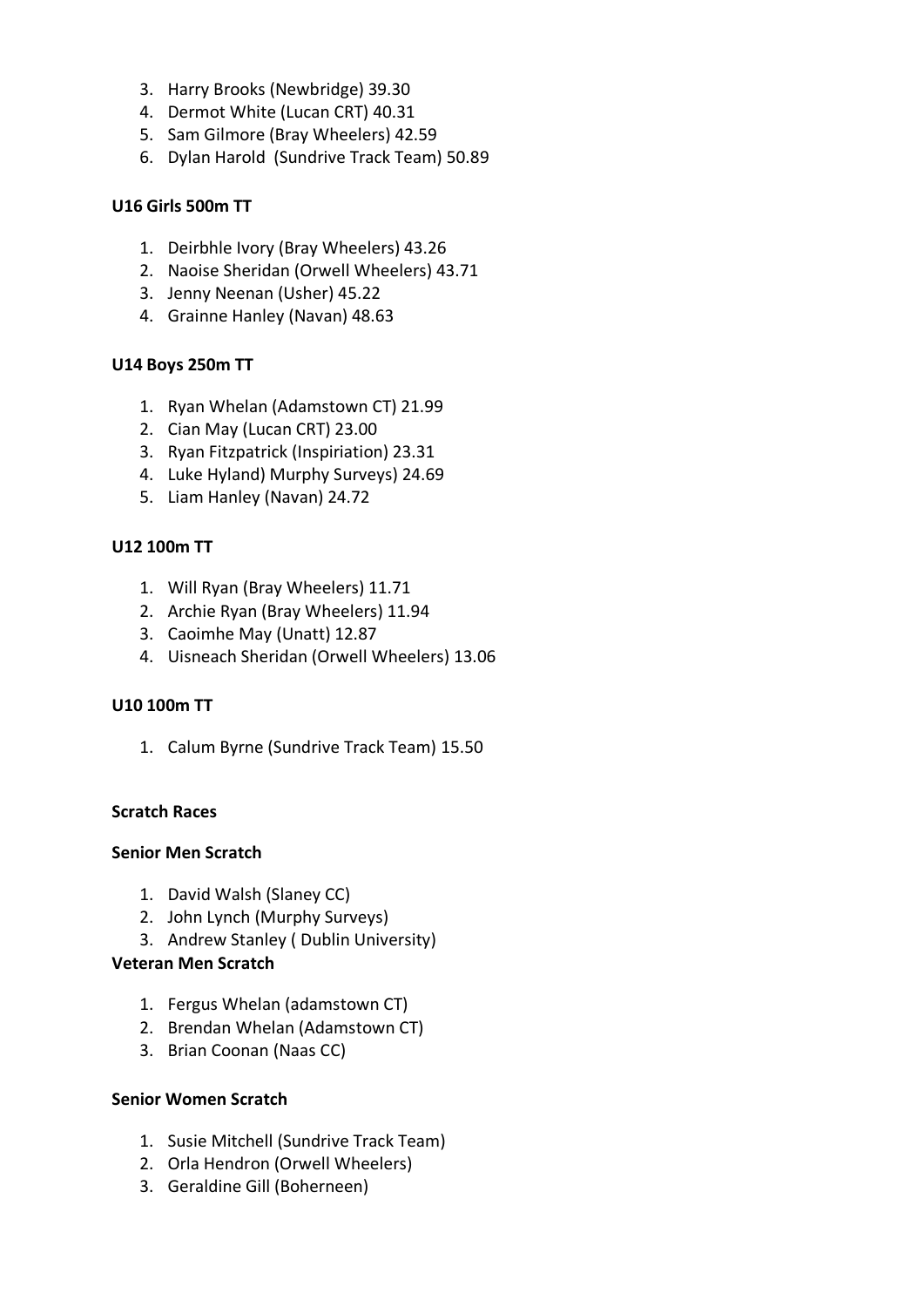3. Harry Brooks (Newbridge) 39.30
4. Dermot White (Lucan CRT) 40.31
5. Sam Gilmore (Bray Wheelers) 42.59
6. Dylan Harold  (Sundrive Track Team) 50.89

**U16 Girls 500m TT**

1. Deirbhle Ivory (Bray Wheelers) 43.26
2. Naoise Sheridan (Orwell Wheelers) 43.71
3. Jenny Neenan (Usher) 45.22
4. Grainne Hanley (Navan) 48.63

**U14 Boys 250m TT**

1. Ryan Whelan (Adamstown CT) 21.99
2. Cian May (Lucan CRT) 23.00
3. Ryan Fitzpatrick (Inspiriation) 23.31
4. Luke Hyland) Murphy Surveys) 24.69
5. Liam Hanley (Navan) 24.72

**U12 100m TT**

1. Will Ryan (Bray Wheelers) 11.71
2. Archie Ryan (Bray Wheelers) 11.94
3. Caoimhe May (Unatt) 12.87
4. Uisneach Sheridan (Orwell Wheelers) 13.06

**U10 100m TT**

1. Calum Byrne (Sundrive Track Team) 15.50

**Scratch Races**

**Senior Men Scratch**

1. David Walsh (Slaney CC)
2. John Lynch (Murphy Surveys)
3. Andrew Stanley ( Dublin University)

**Veteran Men Scratch**

1. Fergus Whelan (adamstown CT)
2. Brendan Whelan (Adamstown CT)
3. Brian Coonan (Naas CC)

**Senior Women Scratch**

1. Susie Mitchell (Sundrive Track Team)
2. Orla Hendron (Orwell Wheelers)
3. Geraldine Gill (Boherneen)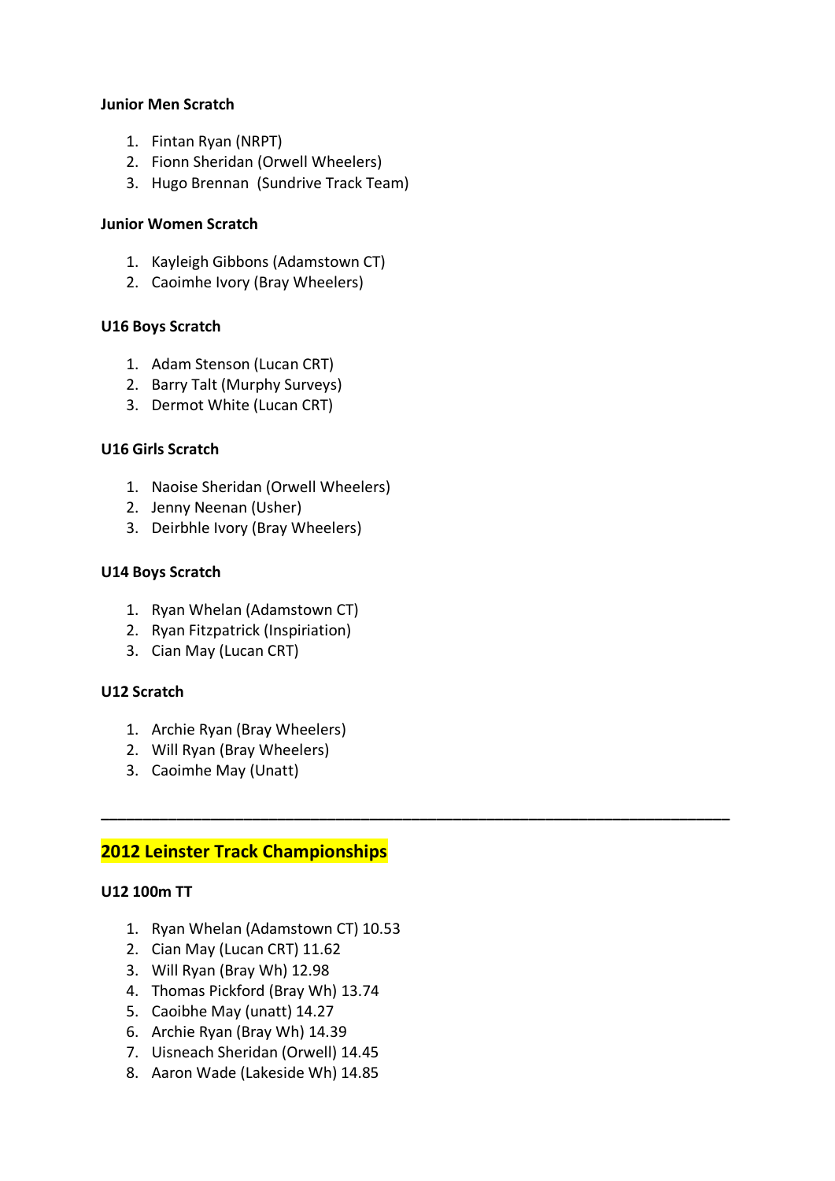**Junior Men Scratch**

1. Fintan Ryan (NRPT)
2. Fionn Sheridan (Orwell Wheelers)
3. Hugo Brennan  (Sundrive Track Team)

**Junior Women Scratch**

1. Kayleigh Gibbons (Adamstown CT)
2. Caoimhe Ivory (Bray Wheelers)

**U16 Boys Scratch**

1. Adam Stenson (Lucan CRT)
2. Barry Talt (Murphy Surveys)
3. Dermot White (Lucan CRT)

**U16 Girls Scratch**

1. Naoise Sheridan (Orwell Wheelers)
2. Jenny Neenan (Usher)
3. Deirbhle Ivory (Bray Wheelers)

**U14 Boys Scratch**

1. Ryan Whelan (Adamstown CT)
2. Ryan Fitzpatrick (Inspiriation)
3. Cian May (Lucan CRT)

**U12 Scratch**

1. Archie Ryan (Bray Wheelers)
2. Will Ryan (Bray Wheelers)
3. Caoimhe May (Unatt)

---

## 2012 Leinster Track Championships

**U12 100m TT**

1. Ryan Whelan (Adamstown CT) 10.53
2. Cian May (Lucan CRT) 11.62
3. Will Ryan (Bray Wh) 12.98
4. Thomas Pickford (Bray Wh) 13.74
5. Caoibhe May (unatt) 14.27
6. Archie Ryan (Bray Wh) 14.39
7. Uisneach Sheridan (Orwell) 14.45
8. Aaron Wade (Lakeside Wh) 14.85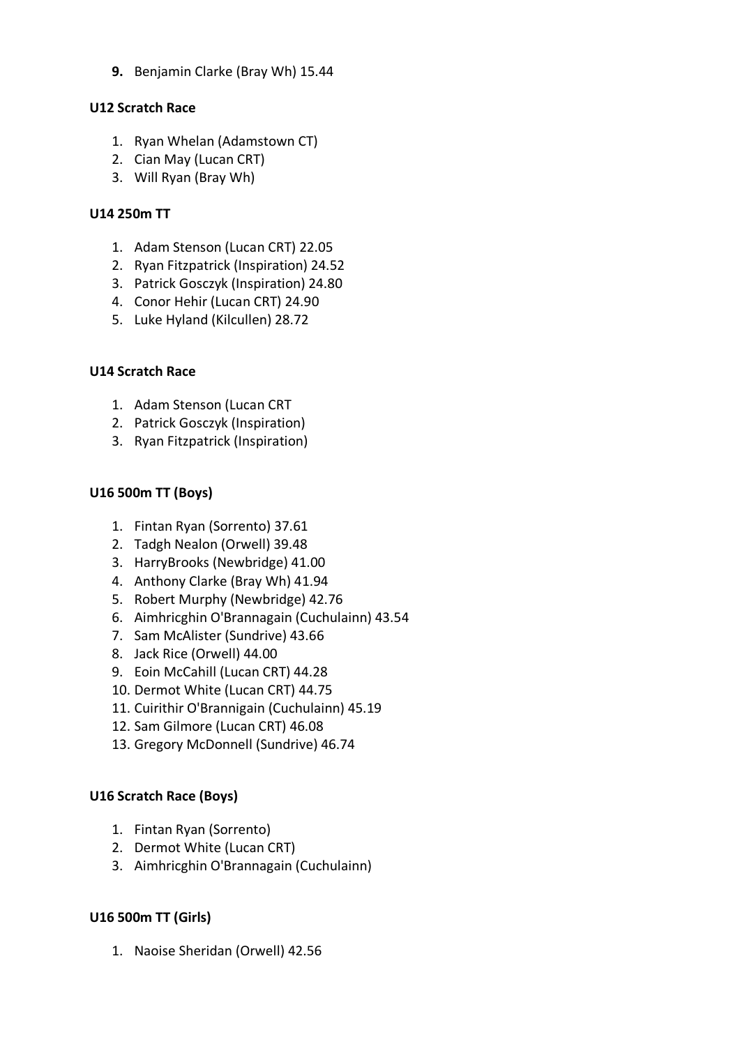9. Benjamin Clarke (Bray Wh) 15.44

**U12 Scratch Race**

1. Ryan Whelan (Adamstown CT)
2. Cian May (Lucan CRT)
3. Will Ryan (Bray Wh)

**U14 250m TT**

1. Adam Stenson (Lucan CRT) 22.05
2. Ryan Fitzpatrick (Inspiration) 24.52
3. Patrick Gosczyk (Inspiration) 24.80
4. Conor Hehir (Lucan CRT) 24.90
5. Luke Hyland (Kilcullen) 28.72

**U14 Scratch Race**

1. Adam Stenson (Lucan CRT
2. Patrick Gosczyk (Inspiration)
3. Ryan Fitzpatrick (Inspiration)

**U16 500m TT (Boys)**

1. Fintan Ryan (Sorrento) 37.61
2. Tadgh Nealon (Orwell) 39.48
3. HarryBrooks (Newbridge) 41.00
4. Anthony Clarke (Bray Wh) 41.94
5. Robert Murphy (Newbridge) 42.76
6. Aimhricghin O'Brannagain (Cuchulainn) 43.54
7. Sam McAlister (Sundrive) 43.66
8. Jack Rice (Orwell) 44.00
9. Eoin McCahill (Lucan CRT) 44.28
10. Dermot White (Lucan CRT) 44.75
11. Cuirithir O'Brannigain (Cuchulainn) 45.19
12. Sam Gilmore (Lucan CRT) 46.08
13. Gregory McDonnell (Sundrive) 46.74

**U16 Scratch Race (Boys)**

1. Fintan Ryan (Sorrento)
2. Dermot White (Lucan CRT)
3. Aimhricghin O'Brannagain (Cuchulainn)

**U16 500m TT (Girls)**

1. Naoise Sheridan (Orwell) 42.56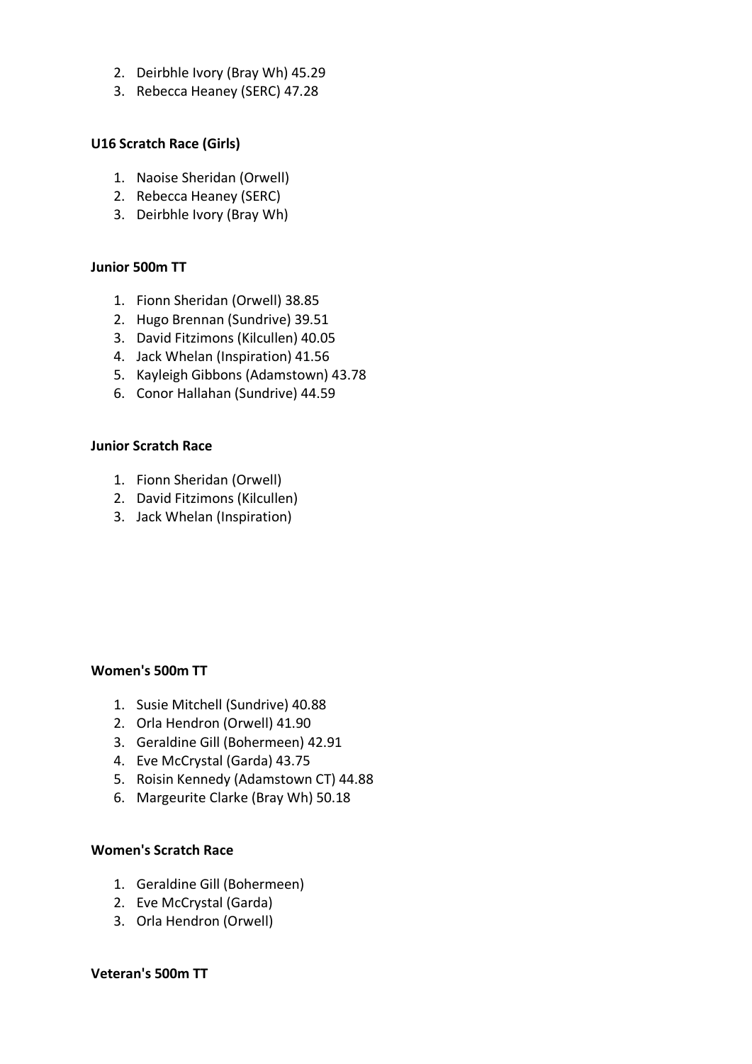2. Deirbhle Ivory (Bray Wh) 45.29
3. Rebecca Heaney (SERC) 47.28

**U16 Scratch Race (Girls)**

1. Naoise Sheridan (Orwell)
2. Rebecca Heaney (SERC)
3. Deirbhle Ivory (Bray Wh)

**Junior 500m TT**

1. Fionn Sheridan (Orwell) 38.85
2. Hugo Brennan (Sundrive) 39.51
3. David Fitzimons (Kilcullen) 40.05
4. Jack Whelan (Inspiration) 41.56
5. Kayleigh Gibbons (Adamstown) 43.78
6. Conor Hallahan (Sundrive) 44.59

**Junior Scratch Race**

1. Fionn Sheridan (Orwell)
2. David Fitzimons (Kilcullen)
3. Jack Whelan (Inspiration)

**Women's 500m TT**

1. Susie Mitchell (Sundrive) 40.88
2. Orla Hendron (Orwell) 41.90
3. Geraldine Gill (Bohermeen) 42.91
4. Eve McCrystal (Garda) 43.75
5. Roisin Kennedy (Adamstown CT) 44.88
6. Margeurite Clarke (Bray Wh) 50.18

**Women's Scratch Race**

1. Geraldine Gill (Bohermeen)
2. Eve McCrystal (Garda)
3. Orla Hendron (Orwell)

**Veteran's 500m TT**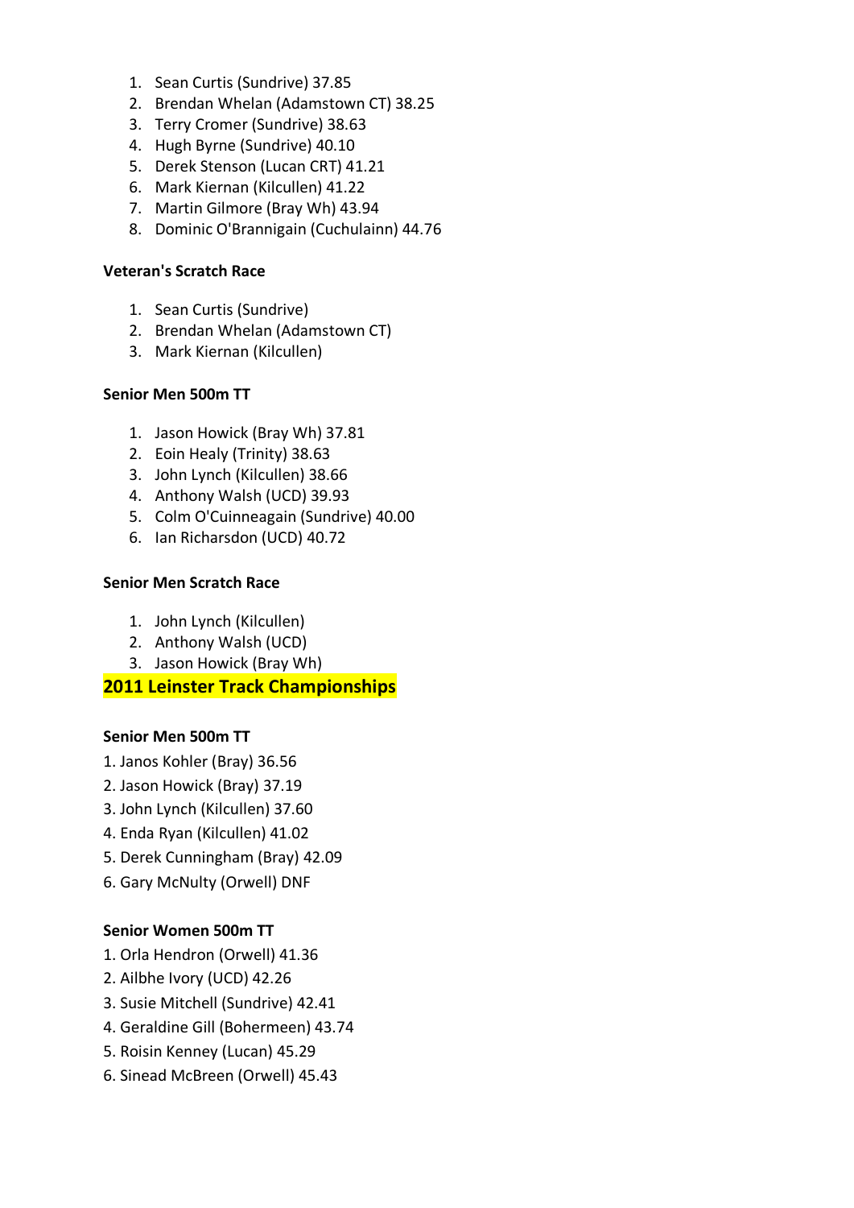1. Sean Curtis (Sundrive) 37.85
2. Brendan Whelan (Adamstown CT) 38.25
3. Terry Cromer (Sundrive) 38.63
4. Hugh Byrne (Sundrive) 40.10
5. Derek Stenson (Lucan CRT) 41.21
6. Mark Kiernan (Kilcullen) 41.22
7. Martin Gilmore (Bray Wh) 43.94
8. Dominic O'Brannigain (Cuchulainn) 44.76

**Veteran's Scratch Race**

1. Sean Curtis (Sundrive)
2. Brendan Whelan (Adamstown CT)
3. Mark Kiernan (Kilcullen)

**Senior Men 500m TT**

1. Jason Howick (Bray Wh) 37.81
2. Eoin Healy (Trinity) 38.63
3. John Lynch (Kilcullen) 38.66
4. Anthony Walsh (UCD) 39.93
5. Colm O'Cuinneagain (Sundrive) 40.00
6. Ian Richarsdon (UCD) 40.72

**Senior Men Scratch Race**

1. John Lynch (Kilcullen)
2. Anthony Walsh (UCD)
3. Jason Howick (Bray Wh)

## 2011 Leinster Track Championships

**Senior Men 500m TT**

1. Janos Kohler (Bray) 36.56
2. Jason Howick (Bray) 37.19
3. John Lynch (Kilcullen) 37.60
4. Enda Ryan (Kilcullen) 41.02
5. Derek Cunningham (Bray) 42.09
6. Gary McNulty (Orwell) DNF

**Senior Women 500m TT**

1. Orla Hendron (Orwell) 41.36
2. Ailbhe Ivory (UCD) 42.26
3. Susie Mitchell (Sundrive) 42.41
4. Geraldine Gill (Bohermeen) 43.74
5. Roisin Kenney (Lucan) 45.29
6. Sinead McBreen (Orwell) 45.43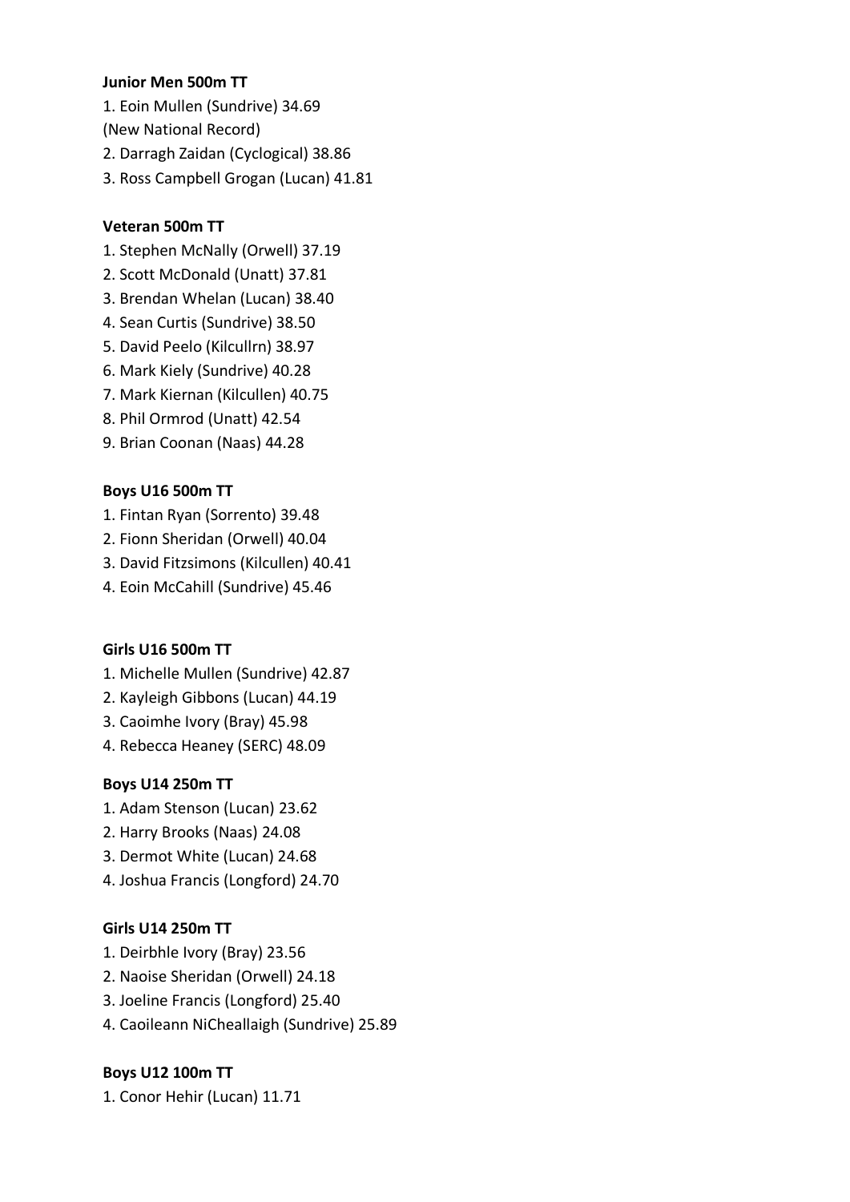**Junior Men 500m TT**

1. Eoin Mullen (Sundrive) 34.69
(New National Record)
2. Darragh Zaidan (Cyclogical) 38.86
3. Ross Campbell Grogan (Lucan) 41.81

**Veteran 500m TT**

1. Stephen McNally (Orwell) 37.19
2. Scott McDonald (Unatt) 37.81
3. Brendan Whelan (Lucan) 38.40
4. Sean Curtis (Sundrive) 38.50
5. David Peelo (Kilcullrn) 38.97
6. Mark Kiely (Sundrive) 40.28
7. Mark Kiernan (Kilcullen) 40.75
8. Phil Ormrod (Unatt) 42.54
9. Brian Coonan (Naas) 44.28

**Boys U16 500m TT**

1. Fintan Ryan (Sorrento) 39.48
2. Fionn Sheridan (Orwell) 40.04
3. David Fitzsimons (Kilcullen) 40.41
4. Eoin McCahill (Sundrive) 45.46

**Girls U16 500m TT**

1. Michelle Mullen (Sundrive) 42.87
2. Kayleigh Gibbons (Lucan) 44.19
3. Caoimhe Ivory (Bray) 45.98
4. Rebecca Heaney (SERC) 48.09

**Boys U14 250m TT**

1. Adam Stenson (Lucan) 23.62
2. Harry Brooks (Naas) 24.08
3. Dermot White (Lucan) 24.68
4. Joshua Francis (Longford) 24.70

**Girls U14 250m TT**

1. Deirbhle Ivory (Bray) 23.56
2. Naoise Sheridan (Orwell) 24.18
3. Joeline Francis (Longford) 25.40
4. Caoileann NiCheallaigh (Sundrive) 25.89

**Boys U12 100m TT**

1. Conor Hehir (Lucan) 11.71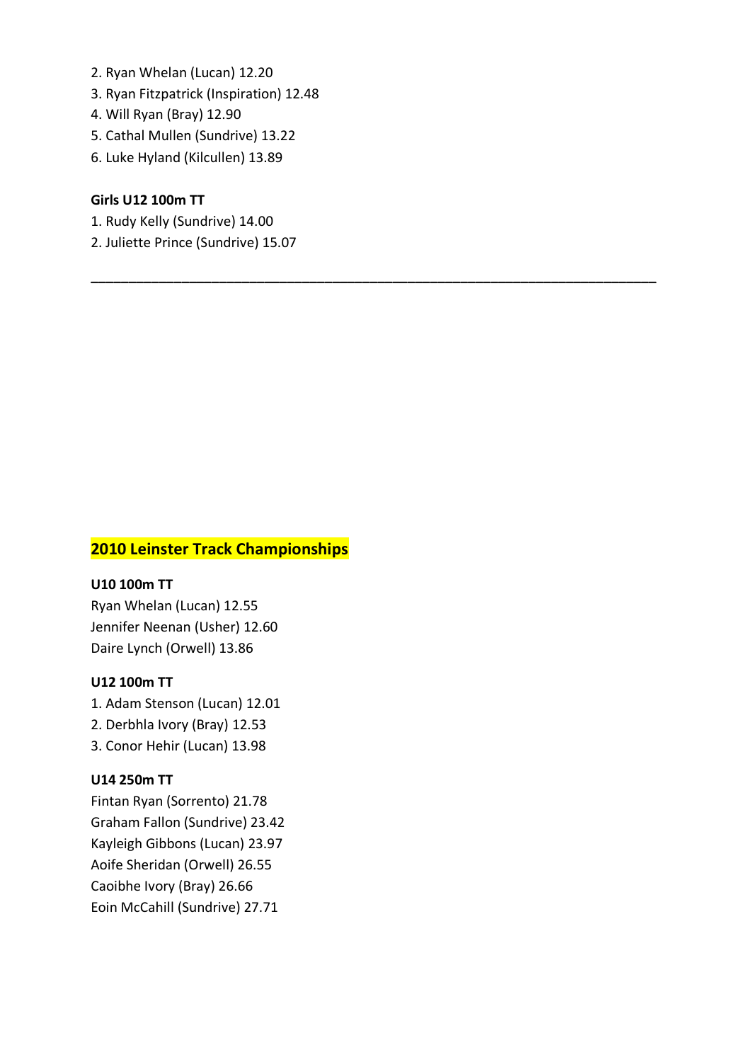2. Ryan Whelan (Lucan) 12.20
3. Ryan Fitzpatrick (Inspiration) 12.48
4. Will Ryan (Bray) 12.90
5. Cathal Mullen (Sundrive) 13.22
6. Luke Hyland (Kilcullen) 13.89

**Girls U12 100m TT**

1. Rudy Kelly (Sundrive) 14.00
2. Juliette Prince (Sundrive) 15.07

---

## 2010 Leinster Track Championships

**U10 100m TT**

Ryan Whelan (Lucan) 12.55
Jennifer Neenan (Usher) 12.60
Daire Lynch (Orwell) 13.86

**U12 100m TT**

1. Adam Stenson (Lucan) 12.01
2. Derbhla Ivory (Bray) 12.53
3. Conor Hehir (Lucan) 13.98

**U14 250m TT**

Fintan Ryan (Sorrento) 21.78
Graham Fallon (Sundrive) 23.42
Kayleigh Gibbons (Lucan) 23.97
Aoife Sheridan (Orwell) 26.55
Caoibhe Ivory (Bray) 26.66
Eoin McCahill (Sundrive) 27.71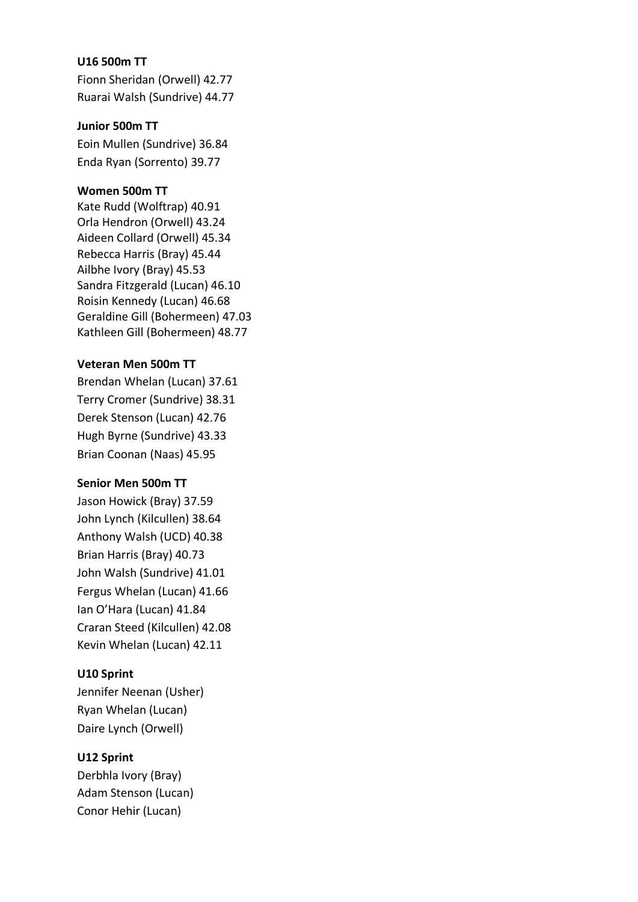**U16 500m TT**

Fionn Sheridan (Orwell) 42.77
Ruarai Walsh (Sundrive) 44.77

**Junior 500m TT**

Eoin Mullen (Sundrive) 36.84
Enda Ryan (Sorrento) 39.77

**Women 500m TT**

Kate Rudd (Wolftrap) 40.91
Orla Hendron (Orwell) 43.24
Aideen Collard (Orwell) 45.34
Rebecca Harris (Bray) 45.44
Ailbhe Ivory (Bray) 45.53
Sandra Fitzgerald (Lucan) 46.10
Roisin Kennedy (Lucan) 46.68
Geraldine Gill (Bohermeen) 47.03
Kathleen Gill (Bohermeen) 48.77

**Veteran Men 500m TT**

Brendan Whelan (Lucan) 37.61
Terry Cromer (Sundrive) 38.31
Derek Stenson (Lucan) 42.76
Hugh Byrne (Sundrive) 43.33
Brian Coonan (Naas) 45.95

**Senior Men 500m TT**

Jason Howick (Bray) 37.59
John Lynch (Kilcullen) 38.64
Anthony Walsh (UCD) 40.38
Brian Harris (Bray) 40.73
John Walsh (Sundrive) 41.01
Fergus Whelan (Lucan) 41.66
Ian O'Hara (Lucan) 41.84
Craran Steed (Kilcullen) 42.08
Kevin Whelan (Lucan) 42.11

**U10 Sprint**

Jennifer Neenan (Usher)
Ryan Whelan (Lucan)
Daire Lynch (Orwell)

**U12 Sprint**

Derbhla Ivory (Bray)
Adam Stenson (Lucan)
Conor Hehir (Lucan)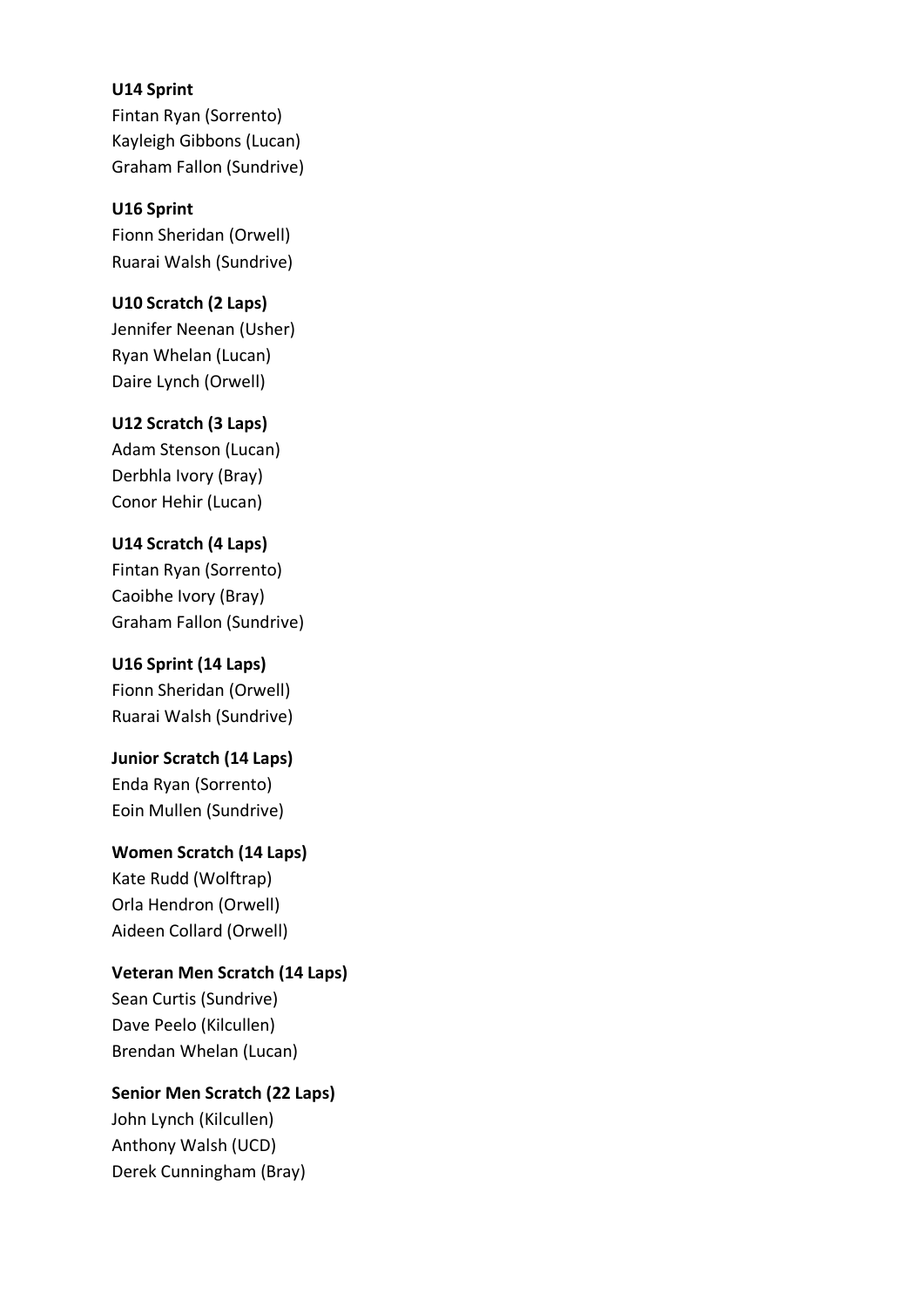**U14 Sprint**
Fintan Ryan (Sorrento)
Kayleigh Gibbons (Lucan)
Graham Fallon (Sundrive)

**U16 Sprint**
Fionn Sheridan (Orwell)
Ruarai Walsh (Sundrive)

**U10 Scratch (2 Laps)**
Jennifer Neenan (Usher)
Ryan Whelan (Lucan)
Daire Lynch (Orwell)

**U12 Scratch (3 Laps)**
Adam Stenson (Lucan)
Derbhla Ivory (Bray)
Conor Hehir (Lucan)

**U14 Scratch (4 Laps)**
Fintan Ryan (Sorrento)
Caoibhe Ivory (Bray)
Graham Fallon (Sundrive)

**U16 Sprint (14 Laps)**
Fionn Sheridan (Orwell)
Ruarai Walsh (Sundrive)

**Junior Scratch (14 Laps)**
Enda Ryan (Sorrento)
Eoin Mullen (Sundrive)

**Women Scratch (14 Laps)**
Kate Rudd (Wolftrap)
Orla Hendron (Orwell)
Aideen Collard (Orwell)

**Veteran Men Scratch (14 Laps)**
Sean Curtis (Sundrive)
Dave Peelo (Kilcullen)
Brendan Whelan (Lucan)

**Senior Men Scratch (22 Laps)**
John Lynch (Kilcullen)
Anthony Walsh (UCD)
Derek Cunningham (Bray)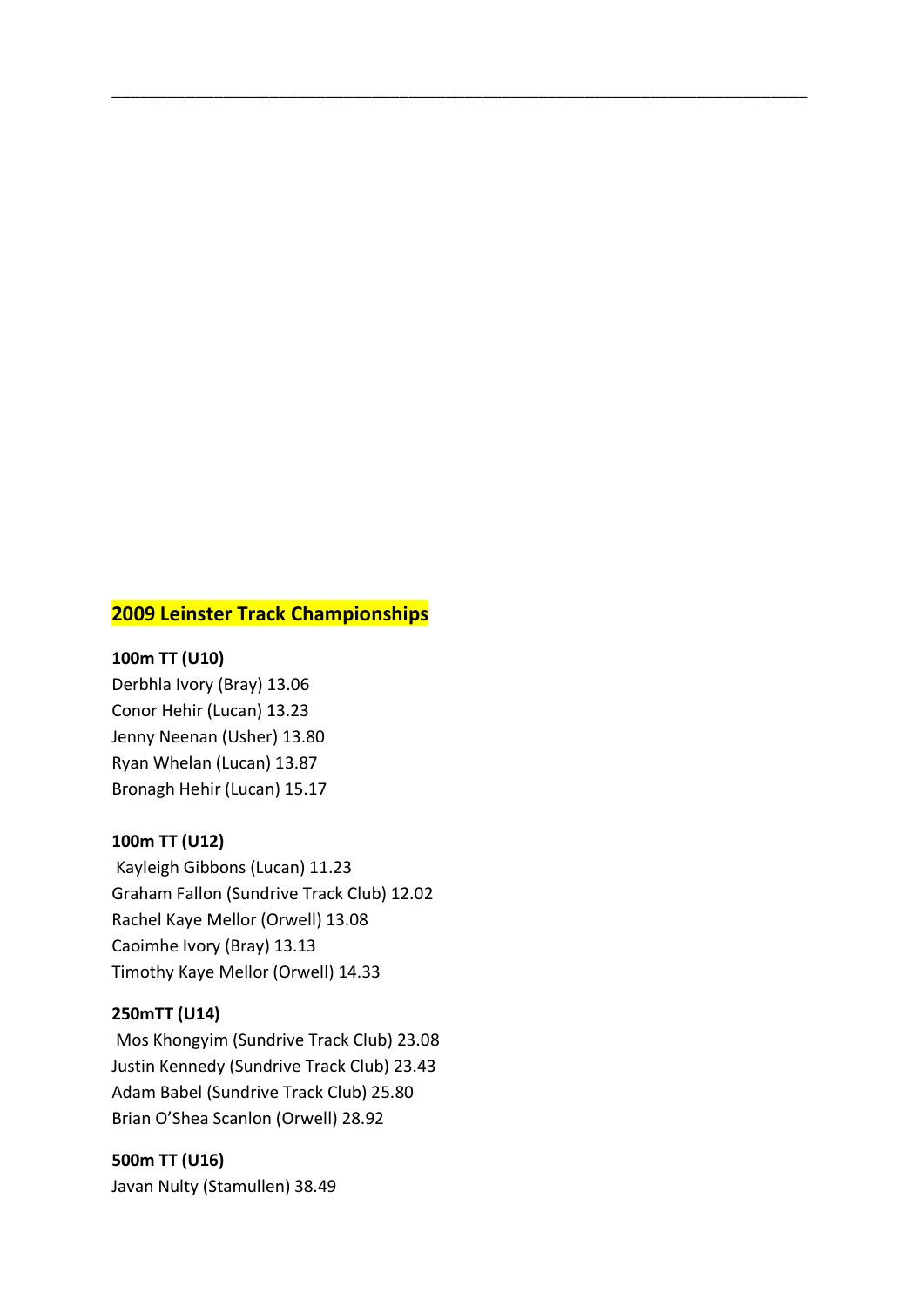---

## 2009 Leinster Track Championships

**100m TT (U10)**
Derbhla Ivory (Bray) 13.06
Conor Hehir (Lucan) 13.23
Jenny Neenan (Usher) 13.80
Ryan Whelan (Lucan) 13.87
Bronagh Hehir (Lucan) 15.17

**100m TT (U12)**
Kayleigh Gibbons (Lucan) 11.23
Graham Fallon (Sundrive Track Club) 12.02
Rachel Kaye Mellor (Orwell) 13.08
Caoimhe Ivory (Bray) 13.13
Timothy Kaye Mellor (Orwell) 14.33

**250mTT (U14)**
Mos Khongyim (Sundrive Track Club) 23.08
Justin Kennedy (Sundrive Track Club) 23.43
Adam Babel (Sundrive Track Club) 25.80
Brian O'Shea Scanlon (Orwell) 28.92

**500m TT (U16)**
Javan Nulty (Stamullen) 38.49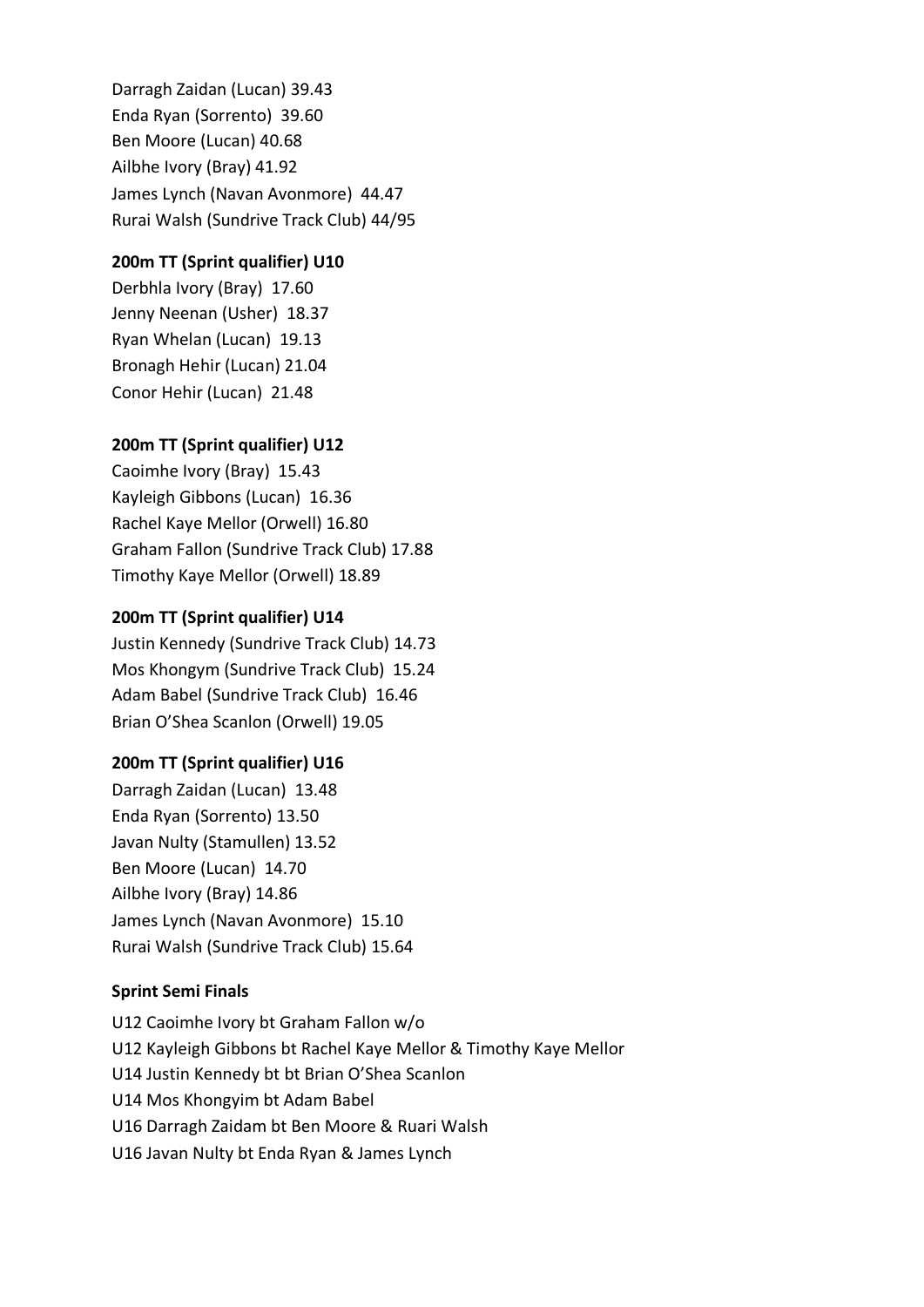Darragh Zaidan (Lucan) 39.43
Enda Ryan (Sorrento) 39.60
Ben Moore (Lucan) 40.68
Ailbhe Ivory (Bray) 41.92
James Lynch (Navan Avonmore) 44.47
Rurai Walsh (Sundrive Track Club) 44/95

**200m TT (Sprint qualifier) U10**

Derbhla Ivory (Bray) 17.60
Jenny Neenan (Usher) 18.37
Ryan Whelan (Lucan) 19.13
Bronagh Hehir (Lucan) 21.04
Conor Hehir (Lucan) 21.48

**200m TT (Sprint qualifier) U12**

Caoimhe Ivory (Bray) 15.43
Kayleigh Gibbons (Lucan) 16.36
Rachel Kaye Mellor (Orwell) 16.80
Graham Fallon (Sundrive Track Club) 17.88
Timothy Kaye Mellor (Orwell) 18.89

**200m TT (Sprint qualifier) U14**

Justin Kennedy (Sundrive Track Club) 14.73
Mos Khongym (Sundrive Track Club) 15.24
Adam Babel (Sundrive Track Club) 16.46
Brian O'Shea Scanlon (Orwell) 19.05

**200m TT (Sprint qualifier) U16**

Darragh Zaidan (Lucan) 13.48
Enda Ryan (Sorrento) 13.50
Javan Nulty (Stamullen) 13.52
Ben Moore (Lucan) 14.70
Ailbhe Ivory (Bray) 14.86
James Lynch (Navan Avonmore) 15.10
Rurai Walsh (Sundrive Track Club) 15.64

**Sprint Semi Finals**

U12 Caoimhe Ivory bt Graham Fallon w/o
U12 Kayleigh Gibbons bt Rachel Kaye Mellor & Timothy Kaye Mellor
U14 Justin Kennedy bt bt Brian O'Shea Scanlon
U14 Mos Khongyim bt Adam Babel
U16 Darragh Zaidam bt Ben Moore & Ruari Walsh
U16 Javan Nulty bt Enda Ryan & James Lynch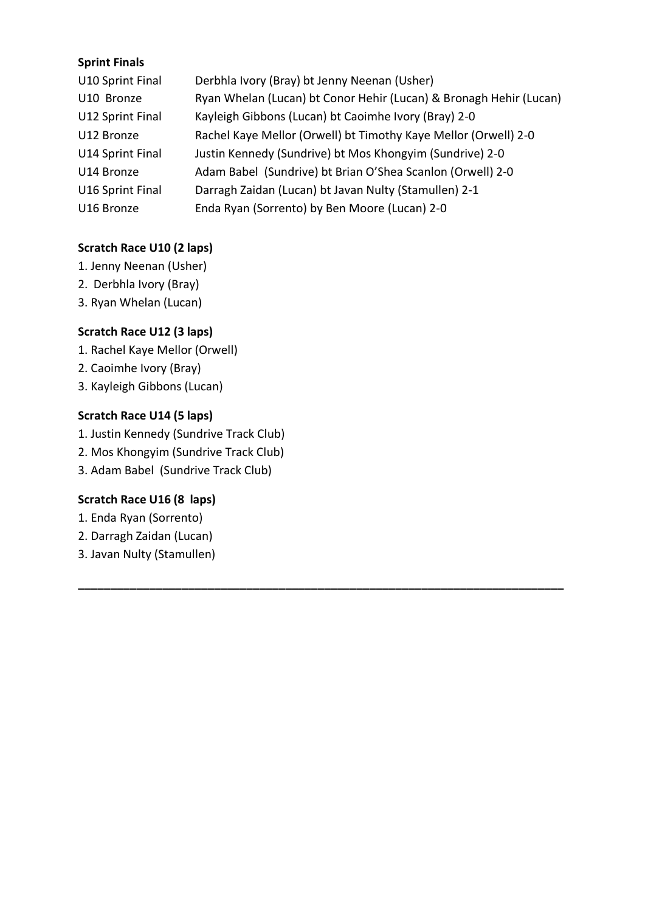**Sprint Finals**

| | |
|---|---|
| U10 Sprint Final | Derbhla Ivory (Bray) bt Jenny Neenan (Usher) |
| U10 Bronze | Ryan Whelan (Lucan) bt Conor Hehir (Lucan) & Bronagh Hehir (Lucan) |
| U12 Sprint Final | Kayleigh Gibbons (Lucan) bt Caoimhe Ivory (Bray) 2-0 |
| U12 Bronze | Rachel Kaye Mellor (Orwell) bt Timothy Kaye Mellor (Orwell) 2-0 |
| U14 Sprint Final | Justin Kennedy (Sundrive) bt Mos Khongyim (Sundrive) 2-0 |
| U14 Bronze | Adam Babel (Sundrive) bt Brian O'Shea Scanlon (Orwell) 2-0 |
| U16 Sprint Final | Darragh Zaidan (Lucan) bt Javan Nulty (Stamullen) 2-1 |
| U16 Bronze | Enda Ryan (Sorrento) by Ben Moore (Lucan) 2-0 |

**Scratch Race U10 (2 laps)**

1. Jenny Neenan (Usher)
2. Derbhla Ivory (Bray)
3. Ryan Whelan (Lucan)

**Scratch Race U12 (3 laps)**

1. Rachel Kaye Mellor (Orwell)
2. Caoimhe Ivory (Bray)
3. Kayleigh Gibbons (Lucan)

**Scratch Race U14 (5 laps)**

1. Justin Kennedy (Sundrive Track Club)
2. Mos Khongyim (Sundrive Track Club)
3. Adam Babel (Sundrive Track Club)

**Scratch Race U16 (8 laps)**

1. Enda Ryan (Sorrento)
2. Darragh Zaidan (Lucan)
3. Javan Nulty (Stamullen)

---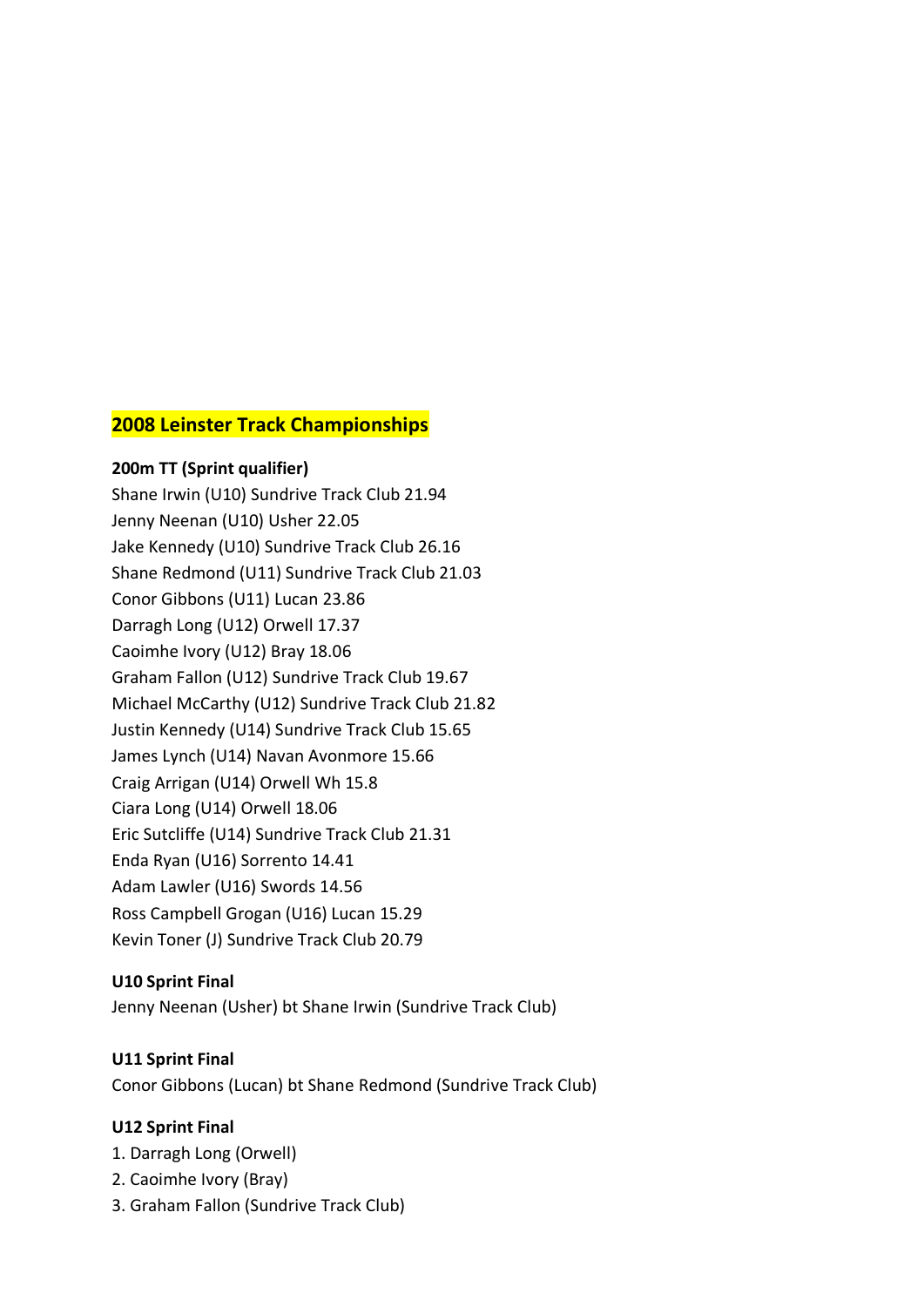## 2008 Leinster Track Championships

**200m TT (Sprint qualifier)**

Shane Irwin (U10) Sundrive Track Club 21.94
Jenny Neenan (U10) Usher 22.05
Jake Kennedy (U10) Sundrive Track Club 26.16
Shane Redmond (U11) Sundrive Track Club 21.03
Conor Gibbons (U11) Lucan 23.86
Darragh Long (U12) Orwell 17.37
Caoimhe Ivory (U12) Bray 18.06
Graham Fallon (U12) Sundrive Track Club 19.67
Michael McCarthy (U12) Sundrive Track Club 21.82
Justin Kennedy (U14) Sundrive Track Club 15.65
James Lynch (U14) Navan Avonmore 15.66
Craig Arrigan (U14) Orwell Wh 15.8
Ciara Long (U14) Orwell 18.06
Eric Sutcliffe (U14) Sundrive Track Club 21.31
Enda Ryan (U16) Sorrento 14.41
Adam Lawler (U16) Swords 14.56
Ross Campbell Grogan (U16) Lucan 15.29
Kevin Toner (J) Sundrive Track Club 20.79

**U10 Sprint Final**

Jenny Neenan (Usher) bt Shane Irwin (Sundrive Track Club)

**U11 Sprint Final**

Conor Gibbons (Lucan) bt Shane Redmond (Sundrive Track Club)

**U12 Sprint Final**

1. Darragh Long (Orwell)
2. Caoimhe Ivory (Bray)
3. Graham Fallon (Sundrive Track Club)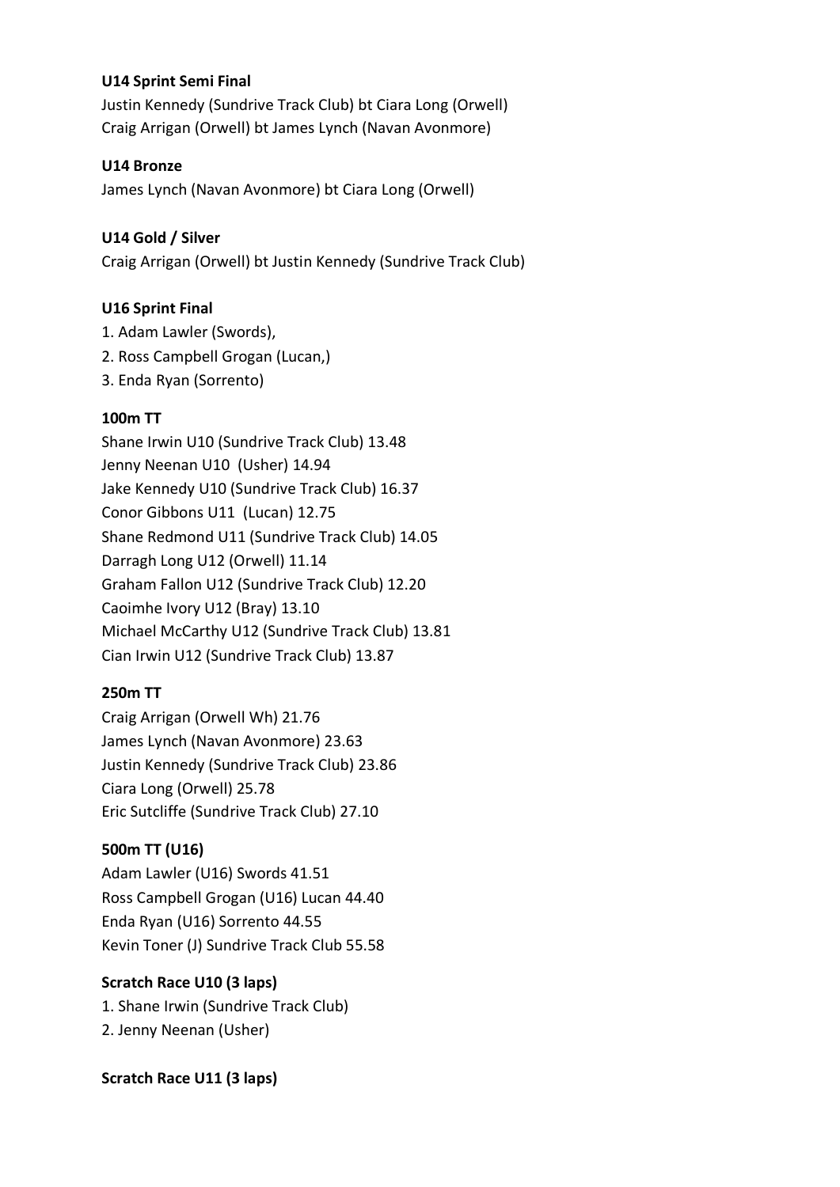**U14 Sprint Semi Final**

Justin Kennedy (Sundrive Track Club) bt Ciara Long (Orwell)
Craig Arrigan (Orwell) bt James Lynch (Navan Avonmore)

**U14 Bronze**

James Lynch (Navan Avonmore) bt Ciara Long (Orwell)

**U14 Gold / Silver**

Craig Arrigan (Orwell) bt Justin Kennedy (Sundrive Track Club)

**U16 Sprint Final**

1. Adam Lawler (Swords),
2. Ross Campbell Grogan (Lucan,)
3. Enda Ryan (Sorrento)

**100m TT**

Shane Irwin U10 (Sundrive Track Club) 13.48
Jenny Neenan U10 (Usher) 14.94
Jake Kennedy U10 (Sundrive Track Club) 16.37
Conor Gibbons U11 (Lucan) 12.75
Shane Redmond U11 (Sundrive Track Club) 14.05
Darragh Long U12 (Orwell) 11.14
Graham Fallon U12 (Sundrive Track Club) 12.20
Caoimhe Ivory U12 (Bray) 13.10
Michael McCarthy U12 (Sundrive Track Club) 13.81
Cian Irwin U12 (Sundrive Track Club) 13.87

**250m TT**

Craig Arrigan (Orwell Wh) 21.76
James Lynch (Navan Avonmore) 23.63
Justin Kennedy (Sundrive Track Club) 23.86
Ciara Long (Orwell) 25.78
Eric Sutcliffe (Sundrive Track Club) 27.10

**500m TT (U16)**

Adam Lawler (U16) Swords 41.51
Ross Campbell Grogan (U16) Lucan 44.40
Enda Ryan (U16) Sorrento 44.55
Kevin Toner (J) Sundrive Track Club 55.58

**Scratch Race U10 (3 laps)**

1. Shane Irwin (Sundrive Track Club)
2. Jenny Neenan (Usher)

**Scratch Race U11 (3 laps)**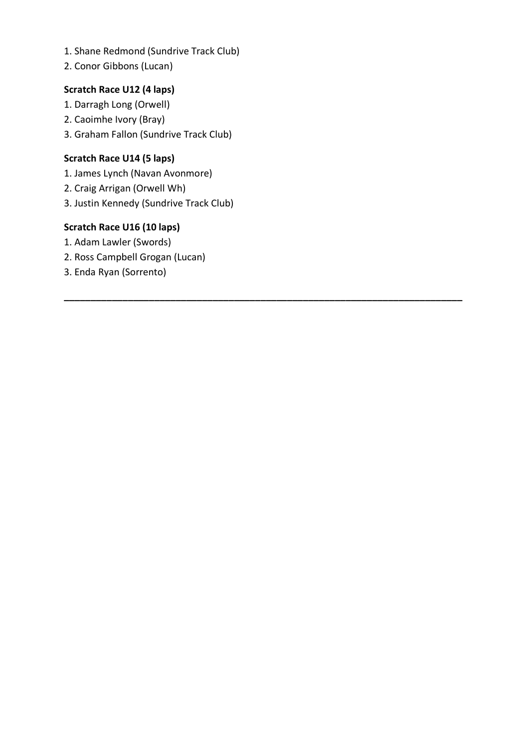1. Shane Redmond (Sundrive Track Club)
2. Conor Gibbons (Lucan)

**Scratch Race U12 (4 laps)**

1. Darragh Long (Orwell)
2. Caoimhe Ivory (Bray)
3. Graham Fallon (Sundrive Track Club)

**Scratch Race U14 (5 laps)**

1. James Lynch (Navan Avonmore)
2. Craig Arrigan (Orwell Wh)
3. Justin Kennedy (Sundrive Track Club)

**Scratch Race U16 (10 laps)**

1. Adam Lawler (Swords)
2. Ross Campbell Grogan (Lucan)
3. Enda Ryan (Sorrento)

---